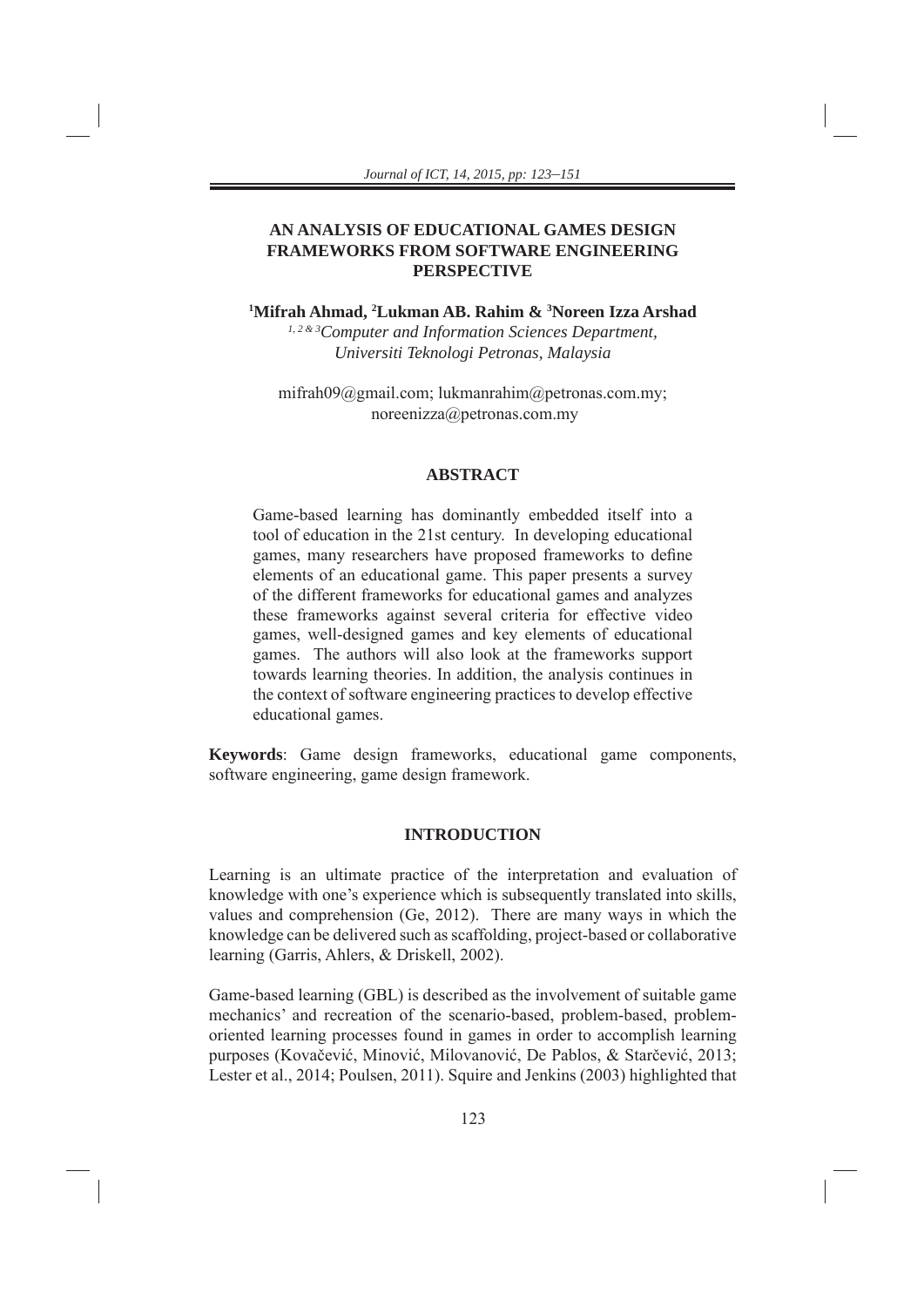# AN ANALYSIS OF EDUCATIONAL GAMES DESIGN FRAMEWORKS FROM SOFTWARE ENGINEERING PERSPECTIVE

**[1]Mifrah Ahmad, [2]Lukman AB. Rahim & [3]Noreen Izza Arshad**

*[1, 2 & 3]Computer and Information Sciences Department, Universiti Teknologi Petronas, Malaysia*

mifrah09@gmail.com; lukmanrahim@petronas.com.my; noreenizza@petronas.com.my

## ABSTRACT

Game-based learning has dominantly embedded itself into a tool of education in the 21st century. In developing educational games, many researchers have proposed frameworks to define elements of an educational game. This paper presents a survey of the different frameworks for educational games and analyzes these frameworks against several criteria for effective video games, well-designed games and key elements of educational games. The authors will also look at the frameworks support towards learning theories. In addition, the analysis continues in the context of software engineering practices to develop effective educational games.

**Keywords**: Game design frameworks, educational game components, software engineering, game design framework.

## INTRODUCTION

Learning is an ultimate practice of the interpretation and evaluation of knowledge with one's experience which is subsequently translated into skills, values and comprehension (Ge, 2012). There are many ways in which the knowledge can be delivered such as scaffolding, project-based or collaborative learning (Garris, Ahlers, & Driskell, 2002).

Game-based learning (GBL) is described as the involvement of suitable game mechanics' and recreation of the scenario-based, problem-based, problem-oriented learning processes found in games in order to accomplish learning purposes (Kovačević, Minović, Milovanović, De Pablos, & Starčević, 2013; Lester et al., 2014; Poulsen, 2011). Squire and Jenkins (2003) highlighted that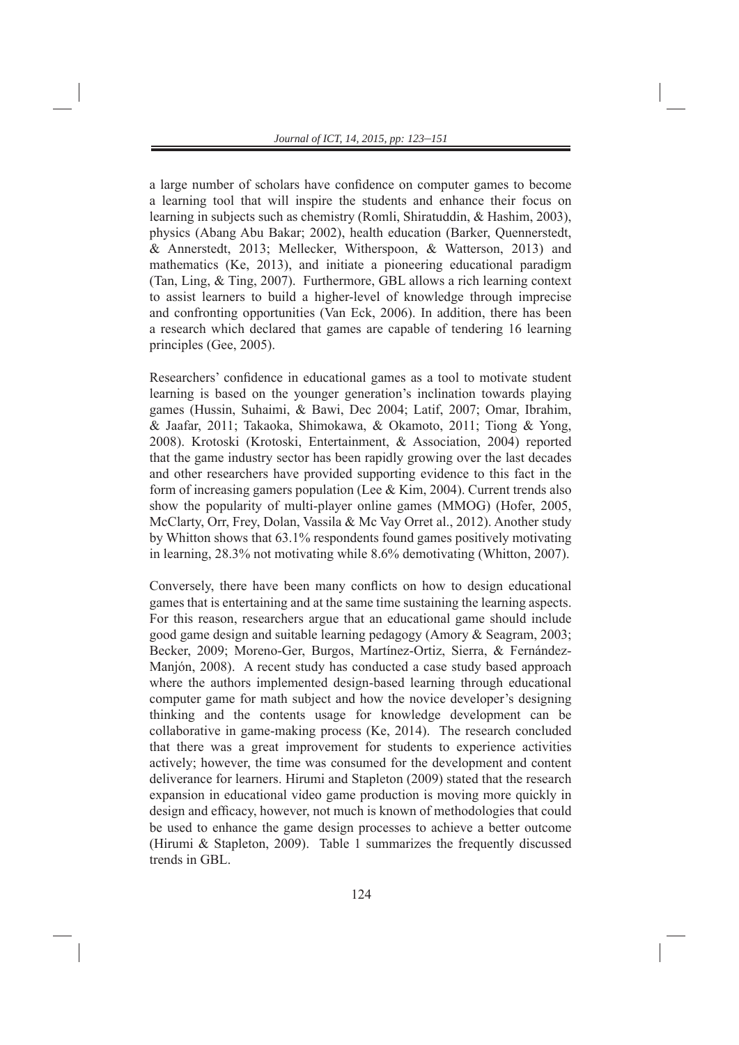a large number of scholars have confidence on computer games to become a learning tool that will inspire the students and enhance their focus on learning in subjects such as chemistry (Romli, Shiratuddin, & Hashim, 2003), physics (Abang Abu Bakar; 2002), health education (Barker, Quennerstedt, & Annerstedt, 2013; Mellecker, Witherspoon, & Watterson, 2013) and mathematics (Ke, 2013), and initiate a pioneering educational paradigm (Tan, Ling, & Ting, 2007). Furthermore, GBL allows a rich learning context to assist learners to build a higher-level of knowledge through imprecise and confronting opportunities (Van Eck, 2006). In addition, there has been a research which declared that games are capable of tendering 16 learning principles (Gee, 2005).

Researchers' confidence in educational games as a tool to motivate student learning is based on the younger generation's inclination towards playing games (Hussin, Suhaimi, & Bawi, Dec 2004; Latif, 2007; Omar, Ibrahim, & Jaafar, 2011; Takaoka, Shimokawa, & Okamoto, 2011; Tiong & Yong, 2008). Krotoski (Krotoski, Entertainment, & Association, 2004) reported that the game industry sector has been rapidly growing over the last decades and other researchers have provided supporting evidence to this fact in the form of increasing gamers population (Lee & Kim, 2004). Current trends also show the popularity of multi-player online games (MMOG) (Hofer, 2005, McClarty, Orr, Frey, Dolan, Vassila & Mc Vay Orret al., 2012). Another study by Whitton shows that 63.1% respondents found games positively motivating in learning, 28.3% not motivating while 8.6% demotivating (Whitton, 2007).

Conversely, there have been many conflicts on how to design educational games that is entertaining and at the same time sustaining the learning aspects. For this reason, researchers argue that an educational game should include good game design and suitable learning pedagogy (Amory & Seagram, 2003; Becker, 2009; Moreno-Ger, Burgos, Martínez-Ortiz, Sierra, & Fernández-Manjón, 2008). A recent study has conducted a case study based approach where the authors implemented design-based learning through educational computer game for math subject and how the novice developer's designing thinking and the contents usage for knowledge development can be collaborative in game-making process (Ke, 2014). The research concluded that there was a great improvement for students to experience activities actively; however, the time was consumed for the development and content deliverance for learners. Hirumi and Stapleton (2009) stated that the research expansion in educational video game production is moving more quickly in design and efficacy, however, not much is known of methodologies that could be used to enhance the game design processes to achieve a better outcome (Hirumi & Stapleton, 2009). Table 1 summarizes the frequently discussed trends in GBL.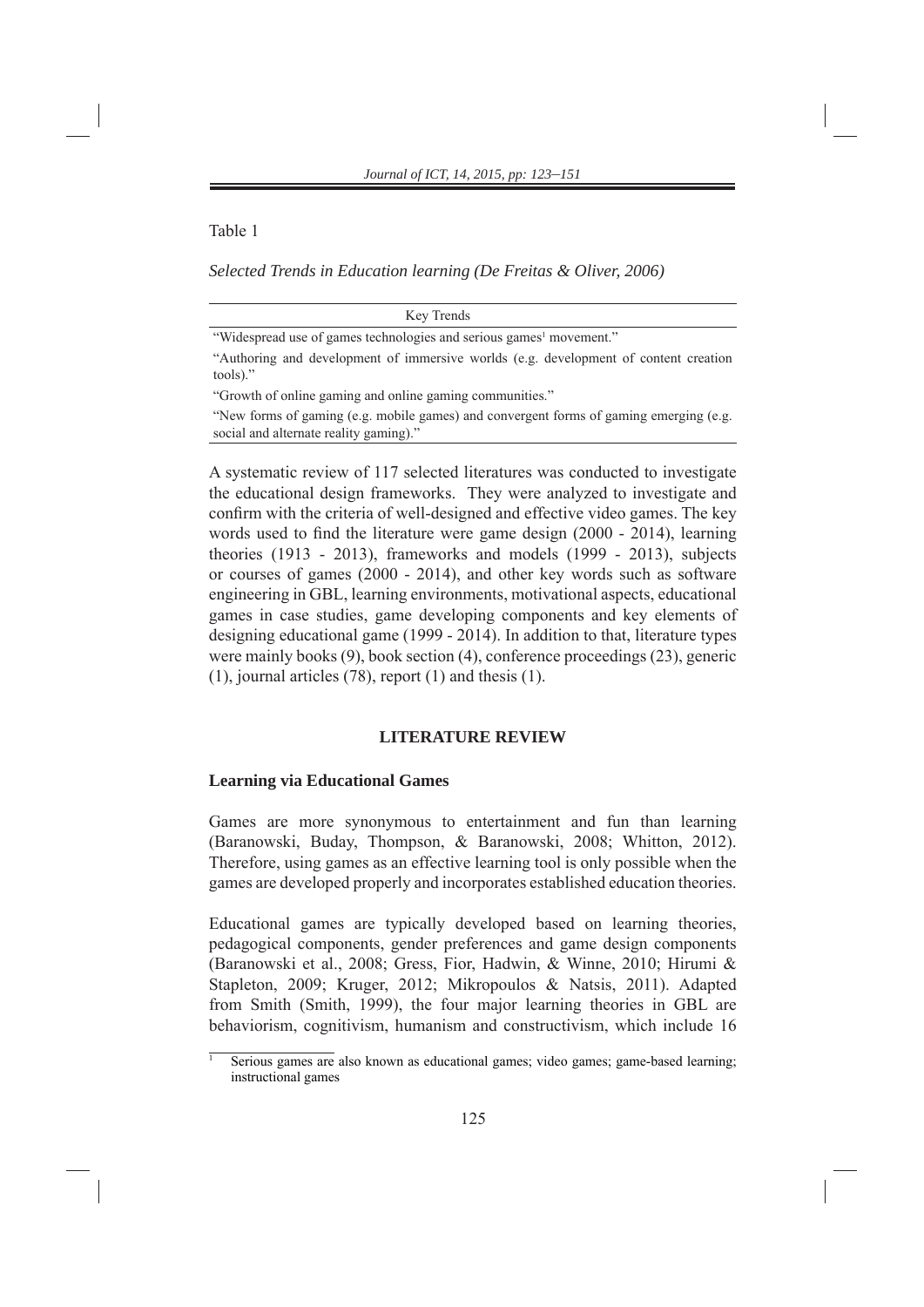Table 1

*Selected Trends in Education learning (De Freitas & Oliver, 2006)*

| Key Trends |
|---|
| "Widespread use of games technologies and serious games[1] movement." |
| "Authoring and development of immersive worlds (e.g. development of content creation tools)." |
| "Growth of online gaming and online gaming communities." |
| "New forms of gaming (e.g. mobile games) and convergent forms of gaming emerging (e.g. social and alternate reality gaming)." |

A systematic review of 117 selected literatures was conducted to investigate the educational design frameworks. They were analyzed to investigate and confirm with the criteria of well-designed and effective video games. The key words used to find the literature were game design (2000 - 2014), learning theories (1913 - 2013), frameworks and models (1999 - 2013), subjects or courses of games (2000 - 2014), and other key words such as software engineering in GBL, learning environments, motivational aspects, educational games in case studies, game developing components and key elements of designing educational game (1999 - 2014). In addition to that, literature types were mainly books (9), book section (4), conference proceedings (23), generic (1), journal articles (78), report (1) and thesis (1).

## LITERATURE REVIEW

### Learning via Educational Games

Games are more synonymous to entertainment and fun than learning (Baranowski, Buday, Thompson, & Baranowski, 2008; Whitton, 2012). Therefore, using games as an effective learning tool is only possible when the games are developed properly and incorporates established education theories.

Educational games are typically developed based on learning theories, pedagogical components, gender preferences and game design components (Baranowski et al., 2008; Gress, Fior, Hadwin, & Winne, 2010; Hirumi & Stapleton, 2009; Kruger, 2012; Mikropoulos & Natsis, 2011). Adapted from Smith (Smith, 1999), the four major learning theories in GBL are behaviorism, cognitivism, humanism and constructivism, which include 16

[1] Serious games are also known as educational games; video games; game-based learning; instructional games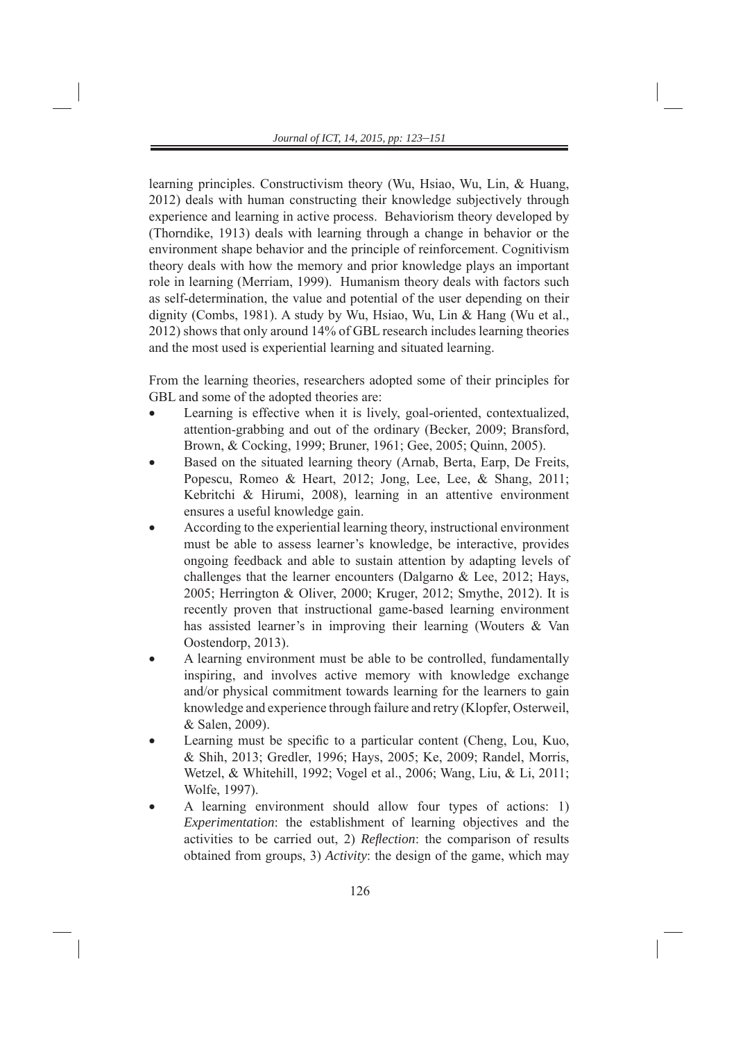learning principles. Constructivism theory (Wu, Hsiao, Wu, Lin, & Huang, 2012) deals with human constructing their knowledge subjectively through experience and learning in active process. Behaviorism theory developed by (Thorndike, 1913) deals with learning through a change in behavior or the environment shape behavior and the principle of reinforcement. Cognitivism theory deals with how the memory and prior knowledge plays an important role in learning (Merriam, 1999). Humanism theory deals with factors such as self-determination, the value and potential of the user depending on their dignity (Combs, 1981). A study by Wu, Hsiao, Wu, Lin & Hang (Wu et al., 2012) shows that only around 14% of GBL research includes learning theories and the most used is experiential learning and situated learning.

From the learning theories, researchers adopted some of their principles for GBL and some of the adopted theories are:

- Learning is effective when it is lively, goal-oriented, contextualized, attention-grabbing and out of the ordinary (Becker, 2009; Bransford, Brown, & Cocking, 1999; Bruner, 1961; Gee, 2005; Quinn, 2005).
- Based on the situated learning theory (Arnab, Berta, Earp, De Freits, Popescu, Romeo & Heart, 2012; Jong, Lee, Lee, & Shang, 2011; Kebritchi & Hirumi, 2008), learning in an attentive environment ensures a useful knowledge gain.
- According to the experiential learning theory, instructional environment must be able to assess learner's knowledge, be interactive, provides ongoing feedback and able to sustain attention by adapting levels of challenges that the learner encounters (Dalgarno & Lee, 2012; Hays, 2005; Herrington & Oliver, 2000; Kruger, 2012; Smythe, 2012). It is recently proven that instructional game-based learning environment has assisted learner's in improving their learning (Wouters & Van Oostendorp, 2013).
- A learning environment must be able to be controlled, fundamentally inspiring, and involves active memory with knowledge exchange and/or physical commitment towards learning for the learners to gain knowledge and experience through failure and retry (Klopfer, Osterweil, & Salen, 2009).
- Learning must be specific to a particular content (Cheng, Lou, Kuo, & Shih, 2013; Gredler, 1996; Hays, 2005; Ke, 2009; Randel, Morris, Wetzel, & Whitehill, 1992; Vogel et al., 2006; Wang, Liu, & Li, 2011; Wolfe, 1997).
- A learning environment should allow four types of actions: 1) *Experimentation*: the establishment of learning objectives and the activities to be carried out, 2) *Reflection*: the comparison of results obtained from groups, 3) *Activity*: the design of the game, which may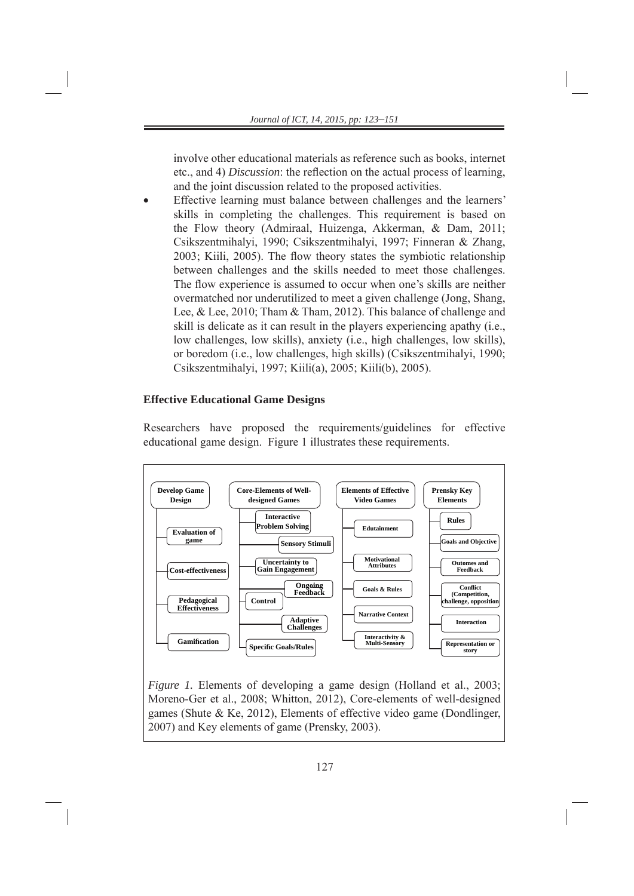involve other educational materials as reference such as books, internet etc., and 4) *Discussion*: the reflection on the actual process of learning, and the joint discussion related to the proposed activities.

- Effective learning must balance between challenges and the learners' skills in completing the challenges. This requirement is based on the Flow theory (Admiraal, Huizenga, Akkerman, & Dam, 2011; Csikszentmihalyi, 1990; Csikszentmihalyi, 1997; Finneran & Zhang, 2003; Kiili, 2005). The flow theory states the symbiotic relationship between challenges and the skills needed to meet those challenges. The flow experience is assumed to occur when one's skills are neither overmatched nor underutilized to meet a given challenge (Jong, Shang, Lee, & Lee, 2010; Tham & Tham, 2012). This balance of challenge and skill is delicate as it can result in the players experiencing apathy (i.e., low challenges, low skills), anxiety (i.e., high challenges, low skills), or boredom (i.e., low challenges, high skills) (Csikszentmihalyi, 1990; Csikszentmihalyi, 1997; Kiili(a), 2005; Kiili(b), 2005).

## Effective Educational Game Designs

Researchers have proposed the requirements/guidelines for effective educational game design. Figure 1 illustrates these requirements.

- **Develop Game Design**
  - Evaluation of game
  - Cost-effectiveness
  - Pedagogical Effectiveness
  - Gamification
- **Core-Elements of Well-designed Games**
  - Interactive Problem Solving
  - Sensory Stimuli
  - Uncertainty to Gain Engagement
  - Ongoing Feedback
  - Control
  - Adaptive Challenges
  - Specific Goals/Rules
- **Elements of Effective Video Games**
  - Edutainment
  - Motivational Attributes
  - Goals & Rules
  - Narrative Context
  - Interactivity & Multi-Sensory
- **Prensky Key Elements**
  - Rules
  - Goals and Objective
  - Outomes and Feedback
  - Conflict (Competition, challenge, opposition
  - Interaction
  - Representation or story

*Figure 1.* Elements of developing a game design (Holland et al., 2003; Moreno-Ger et al., 2008; Whitton, 2012), Core-elements of well-designed games (Shute & Ke, 2012), Elements of effective video game (Dondlinger, 2007) and Key elements of game (Prensky, 2003).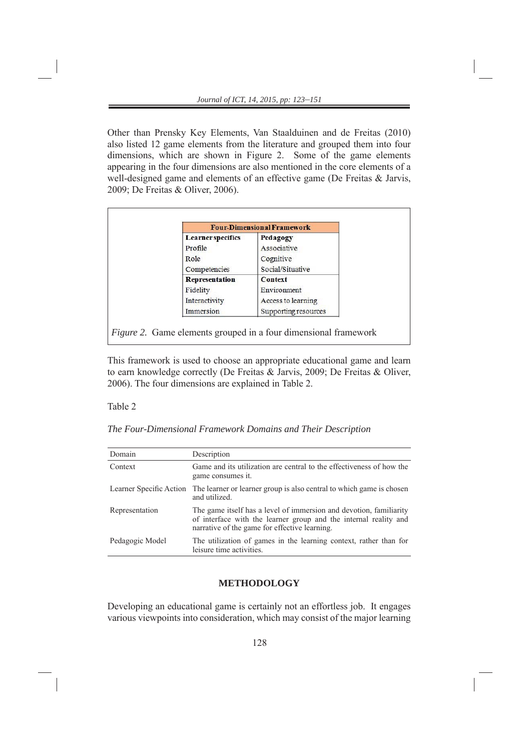Other than Prensky Key Elements, Van Staalduinen and de Freitas (2010) also listed 12 game elements from the literature and grouped them into four dimensions, which are shown in Figure 2. Some of the game elements appearing in the four dimensions are also mentioned in the core elements of a well-designed game and elements of an effective game (De Freitas & Jarvis, 2009; De Freitas & Oliver, 2006).

| Four-Dimensional Framework | |
|---|---|
| **Learner specifics** | **Pedagogy** |
| Profile | Associative |
| Role | Cognitive |
| Competencies | Social/Situative |
| **Representation** | **Context** |
| Fidelity | Environment |
| Interactivity | Access to learning |
| Immersion | Supporting resources |

*Figure 2.* Game elements grouped in a four dimensional framework

This framework is used to choose an appropriate educational game and learn to earn knowledge correctly (De Freitas & Jarvis, 2009; De Freitas & Oliver, 2006). The four dimensions are explained in Table 2.

Table 2

*The Four-Dimensional Framework Domains and Their Description*

| Domain | Description |
|---|---|
| Context | Game and its utilization are central to the effectiveness of how the game consumes it. |
| Learner Specific Action | The learner or learner group is also central to which game is chosen and utilized. |
| Representation | The game itself has a level of immersion and devotion, familiarity of interface with the learner group and the internal reality and narrative of the game for effective learning. |
| Pedagogic Model | The utilization of games in the learning context, rather than for leisure time activities. |

## METHODOLOGY

Developing an educational game is certainly not an effortless job. It engages various viewpoints into consideration, which may consist of the major learning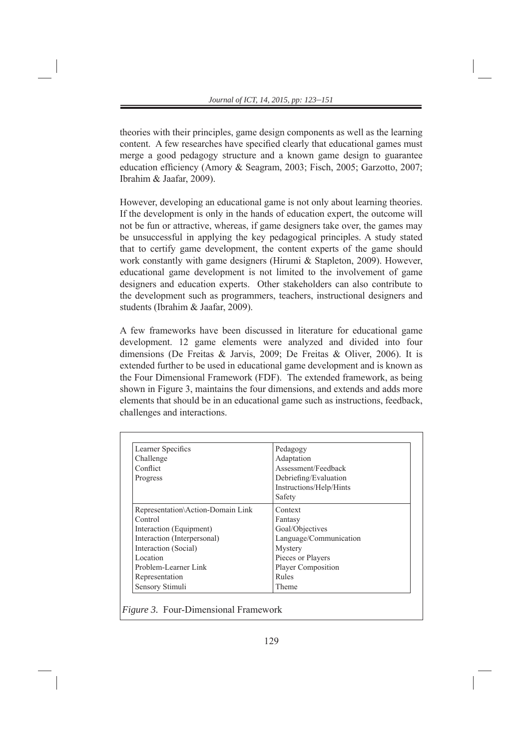theories with their principles, game design components as well as the learning content. A few researches have specified clearly that educational games must merge a good pedagogy structure and a known game design to guarantee education efficiency (Amory & Seagram, 2003; Fisch, 2005; Garzotto, 2007; Ibrahim & Jaafar, 2009).

However, developing an educational game is not only about learning theories. If the development is only in the hands of education expert, the outcome will not be fun or attractive, whereas, if game designers take over, the games may be unsuccessful in applying the key pedagogical principles. A study stated that to certify game development, the content experts of the game should work constantly with game designers (Hirumi & Stapleton, 2009). However, educational game development is not limited to the involvement of game designers and education experts. Other stakeholders can also contribute to the development such as programmers, teachers, instructional designers and students (Ibrahim & Jaafar, 2009).

A few frameworks have been discussed in literature for educational game development. 12 game elements were analyzed and divided into four dimensions (De Freitas & Jarvis, 2009; De Freitas & Oliver, 2006). It is extended further to be used in educational game development and is known as the Four Dimensional Framework (FDF). The extended framework, as being shown in Figure 3, maintains the four dimensions, and extends and adds more elements that should be in an educational game such as instructions, feedback, challenges and interactions.

| | |
|---|---|
| Learner Specifics<br>Challenge<br>Conflict<br>Progress | Pedagogy<br>Adaptation<br>Assessment/Feedback<br>Debriefing/Evaluation<br>Instructions/Help/Hints<br>Safety |
| Representation\Action-Domain Link<br>Control<br>Interaction (Equipment)<br>Interaction (Interpersonal)<br>Interaction (Social)<br>Location<br>Problem-Learner Link<br>Representation<br>Sensory Stimuli | Context<br>Fantasy<br>Goal/Objectives<br>Language/Communication<br>Mystery<br>Pieces or Players<br>Player Composition<br>Rules<br>Theme |

*Figure 3.* Four-Dimensional Framework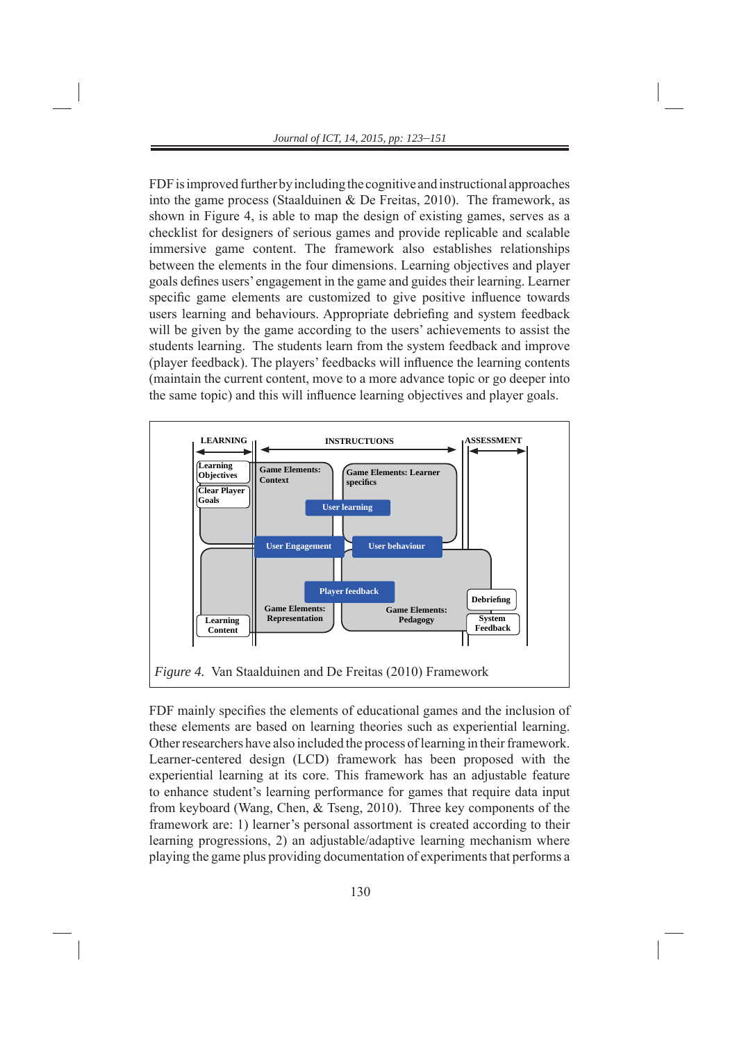FDF is improved further by including the cognitive and instructional approaches into the game process (Staalduinen & De Freitas, 2010). The framework, as shown in Figure 4, is able to map the design of existing games, serves as a checklist for designers of serious games and provide replicable and scalable immersive game content. The framework also establishes relationships between the elements in the four dimensions. Learning objectives and player goals defines users' engagement in the game and guides their learning. Learner specific game elements are customized to give positive influence towards users learning and behaviours. Appropriate debriefing and system feedback will be given by the game according to the users' achievements to assist the students learning. The students learn from the system feedback and improve (player feedback). The players' feedbacks will influence the learning contents (maintain the current content, move to a more advance topic or go deeper into the same topic) and this will influence learning objectives and player goals.

*Figure 4.* Van Staalduinen and De Freitas (2010) Framework

FDF mainly specifies the elements of educational games and the inclusion of these elements are based on learning theories such as experiential learning. Other researchers have also included the process of learning in their framework. Learner-centered design (LCD) framework has been proposed with the experiential learning at its core. This framework has an adjustable feature to enhance student's learning performance for games that require data input from keyboard (Wang, Chen, & Tseng, 2010). Three key components of the framework are: 1) learner's personal assortment is created according to their learning progressions, 2) an adjustable/adaptive learning mechanism where playing the game plus providing documentation of experiments that performs a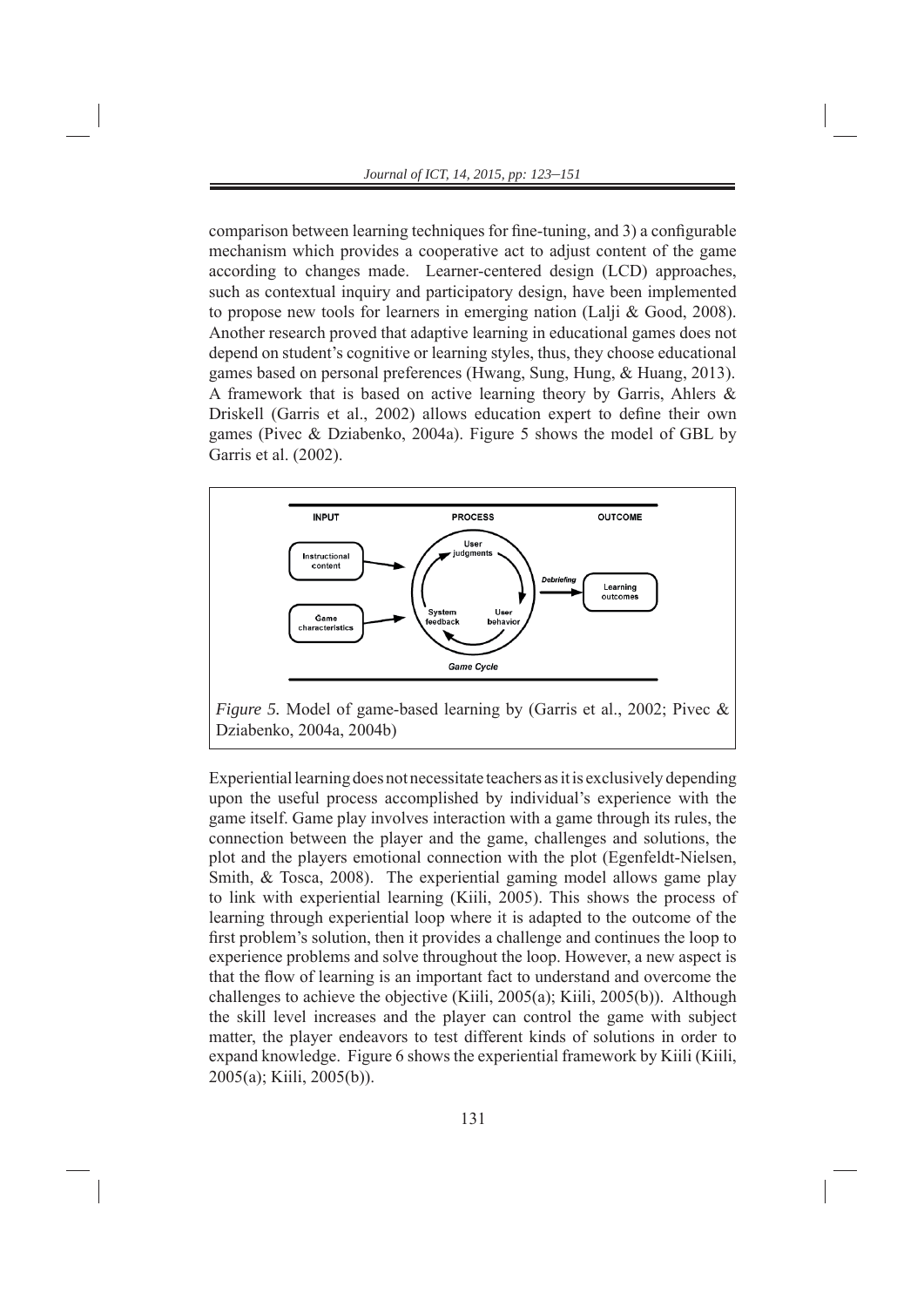comparison between learning techniques for fine-tuning, and 3) a configurable mechanism which provides a cooperative act to adjust content of the game according to changes made. Learner-centered design (LCD) approaches, such as contextual inquiry and participatory design, have been implemented to propose new tools for learners in emerging nation (Lalji & Good, 2008). Another research proved that adaptive learning in educational games does not depend on student's cognitive or learning styles, thus, they choose educational games based on personal preferences (Hwang, Sung, Hung, & Huang, 2013). A framework that is based on active learning theory by Garris, Ahlers & Driskell (Garris et al., 2002) allows education expert to define their own games (Pivec & Dziabenko, 2004a). Figure 5 shows the model of GBL by Garris et al. (2002).

*Figure 5.* Model of game-based learning by (Garris et al., 2002; Pivec & Dziabenko, 2004a, 2004b)

Experiential learning does not necessitate teachers as it is exclusively depending upon the useful process accomplished by individual's experience with the game itself. Game play involves interaction with a game through its rules, the connection between the player and the game, challenges and solutions, the plot and the players emotional connection with the plot (Egenfeldt-Nielsen, Smith, & Tosca, 2008). The experiential gaming model allows game play to link with experiential learning (Kiili, 2005). This shows the process of learning through experiential loop where it is adapted to the outcome of the first problem's solution, then it provides a challenge and continues the loop to experience problems and solve throughout the loop. However, a new aspect is that the flow of learning is an important fact to understand and overcome the challenges to achieve the objective (Kiili, 2005(a); Kiili, 2005(b)). Although the skill level increases and the player can control the game with subject matter, the player endeavors to test different kinds of solutions in order to expand knowledge. Figure 6 shows the experiential framework by Kiili (Kiili, 2005(a); Kiili, 2005(b)).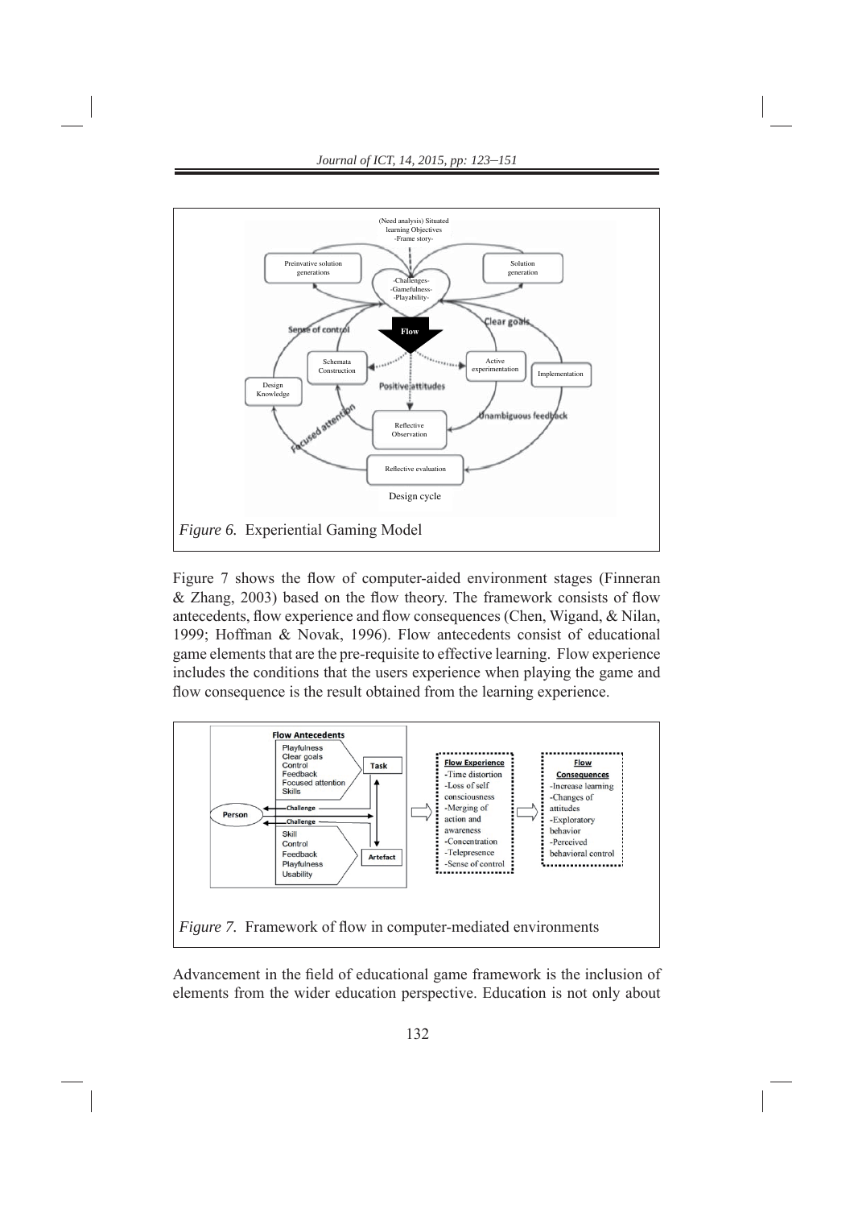*Figure 6.* Experiential Gaming Model

Figure 7 shows the flow of computer-aided environment stages (Finneran & Zhang, 2003) based on the flow theory. The framework consists of flow antecedents, flow experience and flow consequences (Chen, Wigand, & Nilan, 1999; Hoffman & Novak, 1996). Flow antecedents consist of educational game elements that are the pre-requisite to effective learning. Flow experience includes the conditions that the users experience when playing the game and flow consequence is the result obtained from the learning experience.

*Figure 7.* Framework of flow in computer-mediated environments

Advancement in the field of educational game framework is the inclusion of elements from the wider education perspective. Education is not only about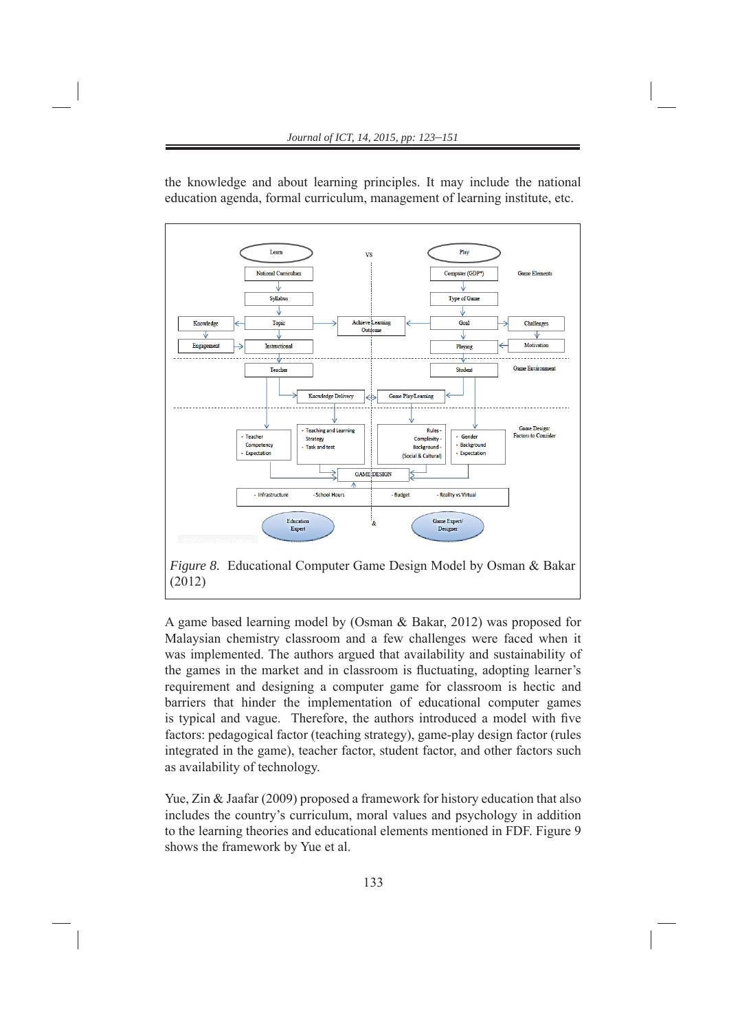the knowledge and about learning principles. It may include the national education agenda, formal curriculum, management of learning institute, etc.

*Figure 8.* Educational Computer Game Design Model by Osman & Bakar (2012)

A game based learning model by (Osman & Bakar, 2012) was proposed for Malaysian chemistry classroom and a few challenges were faced when it was implemented. The authors argued that availability and sustainability of the games in the market and in classroom is fluctuating, adopting learner's requirement and designing a computer game for classroom is hectic and barriers that hinder the implementation of educational computer games is typical and vague. Therefore, the authors introduced a model with five factors: pedagogical factor (teaching strategy), game-play design factor (rules integrated in the game), teacher factor, student factor, and other factors such as availability of technology.

Yue, Zin & Jaafar (2009) proposed a framework for history education that also includes the country's curriculum, moral values and psychology in addition to the learning theories and educational elements mentioned in FDF. Figure 9 shows the framework by Yue et al.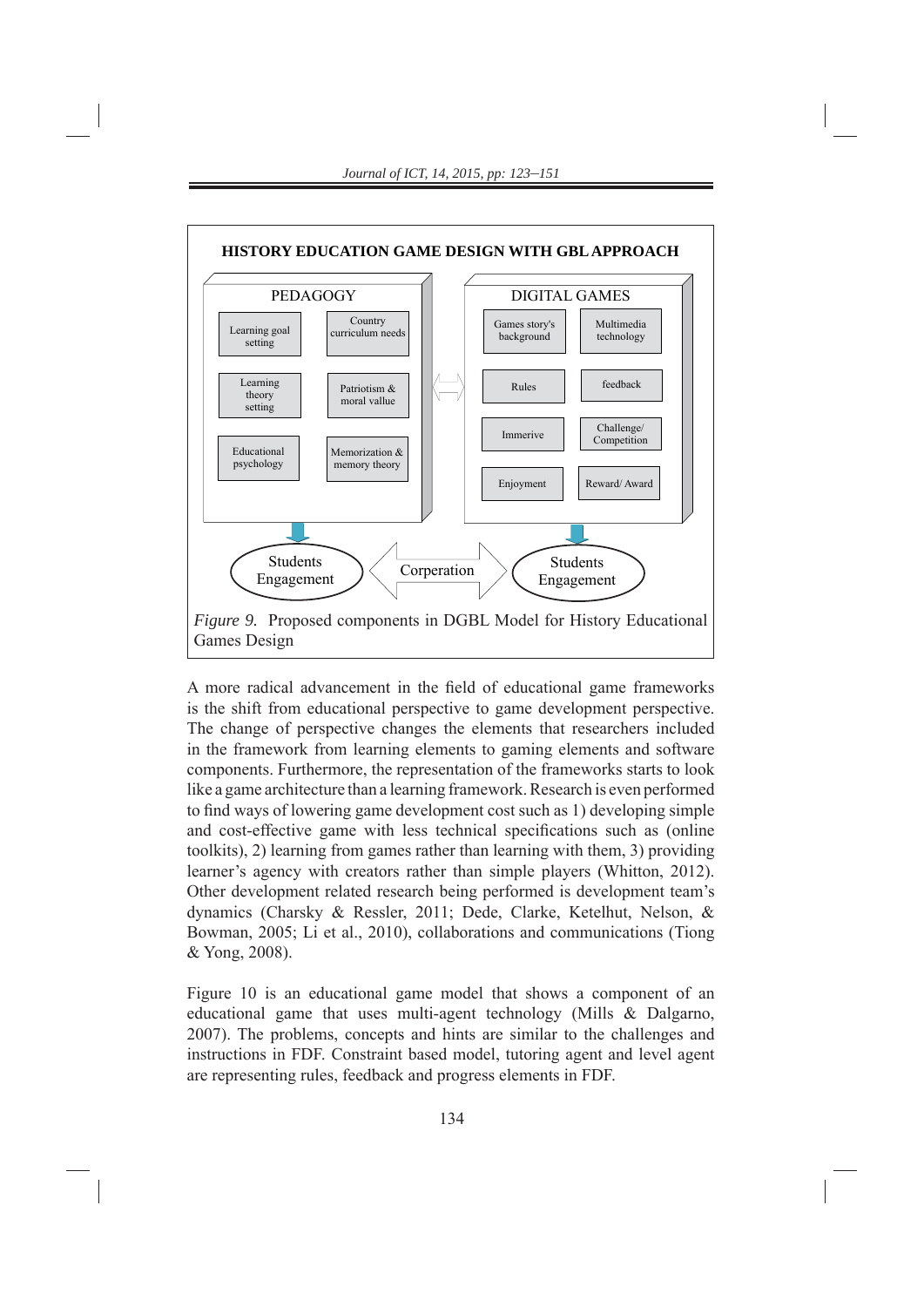**HISTORY EDUCATION GAME DESIGN WITH GBL APPROACH**

PEDAGOGY

- Learning goal setting
- Country curriculum needs
- Learning theory setting
- Patriotism & moral vallue
- Educational psychology
- Memorization & memory theory

DIGITAL GAMES

- Games story's background
- Multimedia technology
- Rules
- feedback
- Immerive
- Challenge/ Competition
- Enjoyment
- Reward/ Award

Students Engagement — Corperation — Students Engagement

*Figure 9.* Proposed components in DGBL Model for History Educational Games Design

A more radical advancement in the field of educational game frameworks is the shift from educational perspective to game development perspective. The change of perspective changes the elements that researchers included in the framework from learning elements to gaming elements and software components. Furthermore, the representation of the frameworks starts to look like a game architecture than a learning framework. Research is even performed to find ways of lowering game development cost such as 1) developing simple and cost-effective game with less technical specifications such as (online toolkits), 2) learning from games rather than learning with them, 3) providing learner's agency with creators rather than simple players (Whitton, 2012). Other development related research being performed is development team's dynamics (Charsky & Ressler, 2011; Dede, Clarke, Ketelhut, Nelson, & Bowman, 2005; Li et al., 2010), collaborations and communications (Tiong & Yong, 2008).

Figure 10 is an educational game model that shows a component of an educational game that uses multi-agent technology (Mills & Dalgarno, 2007). The problems, concepts and hints are similar to the challenges and instructions in FDF. Constraint based model, tutoring agent and level agent are representing rules, feedback and progress elements in FDF.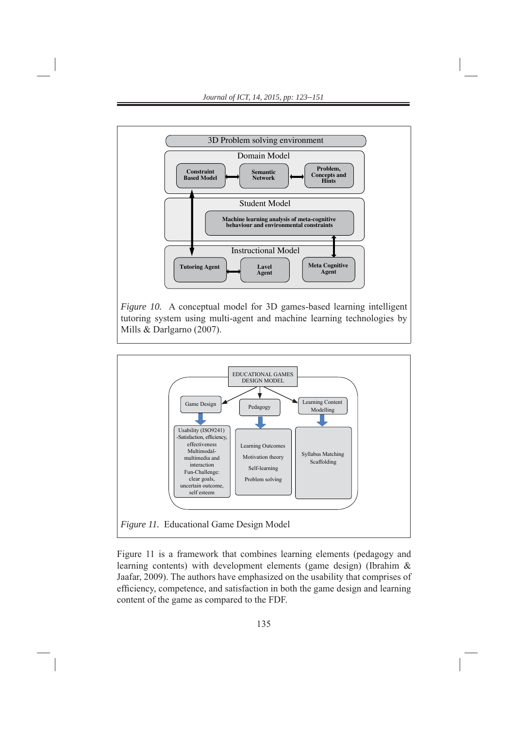3D Problem solving environment

Domain Model

Constraint Based Model ⟷ Semantic Network ⟷ Problem, Concepts and Hints

Student Model

Machine learning analysis of meta-cognitive behaviour and environmental constraints

Instructional Model

Tutoring Agent ⟷ Lavel Agent

Meta Cognitive Agent

*Figure 10.* A conceptual model for 3D games-based learning intelligent tutoring system using multi-agent and machine learning technologies by Mills & Darlgarno (2007).

EDUCATIONAL GAMES DESIGN MODEL

Game Design: Usability (ISO9241) -Satisfaction, efficiency, effectiveness; Multimodal-multimedia and interaction; Fun-Challenge: clear goals, uncertain outcome, self esteem

Pedagogy: Learning Outcomes; Motivation theory; Self-learning; Problem solving

Learning Content Modelling: Syllabus Matching; Scaffolding

*Figure 11.* Educational Game Design Model

Figure 11 is a framework that combines learning elements (pedagogy and learning contents) with development elements (game design) (Ibrahim & Jaafar, 2009). The authors have emphasized on the usability that comprises of efficiency, competence, and satisfaction in both the game design and learning content of the game as compared to the FDF.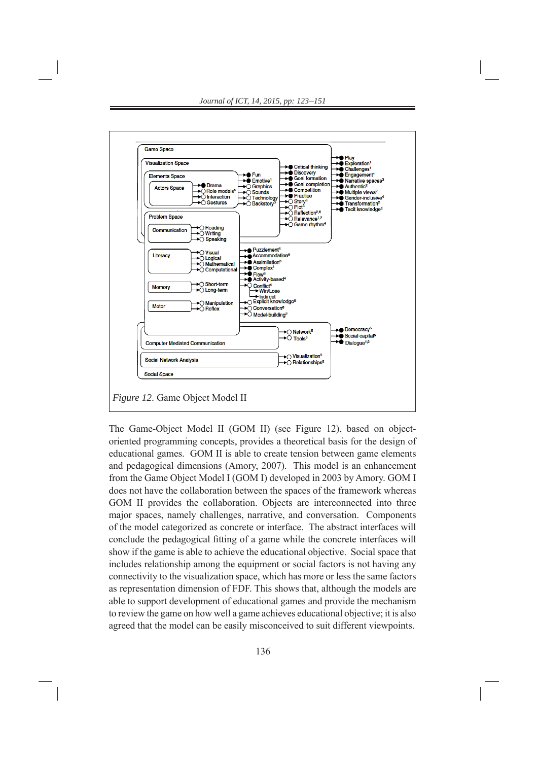*Figure 12*. Game Object Model II

The Game-Object Model II (GOM II) (see Figure 12), based on object-oriented programming concepts, provides a theoretical basis for the design of educational games. GOM II is able to create tension between game elements and pedagogical dimensions (Amory, 2007). This model is an enhancement from the Game Object Model I (GOM I) developed in 2003 by Amory. GOM I does not have the collaboration between the spaces of the framework whereas GOM II provides the collaboration. Objects are interconnected into three major spaces, namely challenges, narrative, and conversation. Components of the model categorized as concrete or interface. The abstract interfaces will conclude the pedagogical fitting of a game while the concrete interfaces will show if the game is able to achieve the educational objective. Social space that includes relationship among the equipment or social factors is not having any connectivity to the visualization space, which has more or less the same factors as representation dimension of FDF. This shows that, although the models are able to support development of educational games and provide the mechanism to review the game on how well a game achieves educational objective; it is also agreed that the model can be easily misconceived to suit different viewpoints.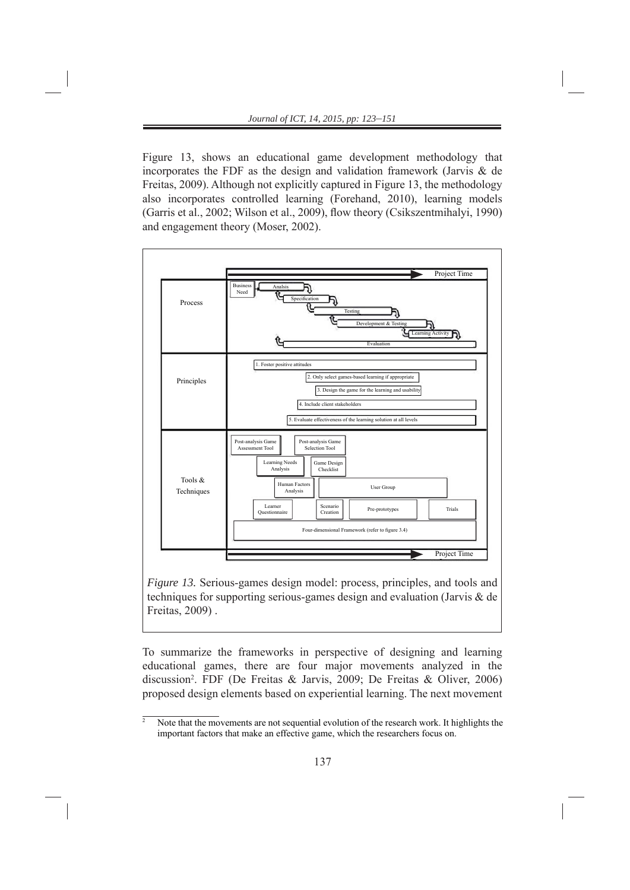Figure 13, shows an educational game development methodology that incorporates the FDF as the design and validation framework (Jarvis & de Freitas, 2009). Although not explicitly captured in Figure 13, the methodology also incorporates controlled learning (Forehand, 2010), learning models (Garris et al., 2002; Wilson et al., 2009), flow theory (Csikszentmihalyi, 1990) and engagement theory (Moser, 2002).

*Figure 13.* Serious-games design model: process, principles, and tools and techniques for supporting serious-games design and evaluation (Jarvis & de Freitas, 2009) .

To summarize the frameworks in perspective of designing and learning educational games, there are four major movements analyzed in the discussion[2]. FDF (De Freitas & Jarvis, 2009; De Freitas & Oliver, 2006) proposed design elements based on experiential learning. The next movement

[2] Note that the movements are not sequential evolution of the research work. It highlights the important factors that make an effective game, which the researchers focus on.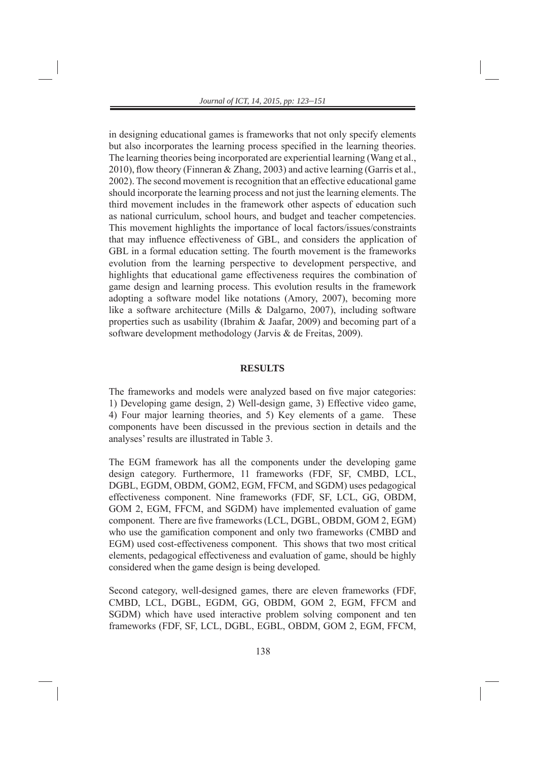in designing educational games is frameworks that not only specify elements but also incorporates the learning process specified in the learning theories. The learning theories being incorporated are experiential learning (Wang et al., 2010), flow theory (Finneran & Zhang, 2003) and active learning (Garris et al., 2002). The second movement is recognition that an effective educational game should incorporate the learning process and not just the learning elements. The third movement includes in the framework other aspects of education such as national curriculum, school hours, and budget and teacher competencies. This movement highlights the importance of local factors/issues/constraints that may influence effectiveness of GBL, and considers the application of GBL in a formal education setting. The fourth movement is the frameworks evolution from the learning perspective to development perspective, and highlights that educational game effectiveness requires the combination of game design and learning process. This evolution results in the framework adopting a software model like notations (Amory, 2007), becoming more like a software architecture (Mills & Dalgarno, 2007), including software properties such as usability (Ibrahim & Jaafar, 2009) and becoming part of a software development methodology (Jarvis & de Freitas, 2009).

## RESULTS

The frameworks and models were analyzed based on five major categories: 1) Developing game design, 2) Well-design game, 3) Effective video game, 4) Four major learning theories, and 5) Key elements of a game. These components have been discussed in the previous section in details and the analyses' results are illustrated in Table 3.

The EGM framework has all the components under the developing game design category. Furthermore, 11 frameworks (FDF, SF, CMBD, LCL, DGBL, EGDM, OBDM, GOM2, EGM, FFCM, and SGDM) uses pedagogical effectiveness component. Nine frameworks (FDF, SF, LCL, GG, OBDM, GOM 2, EGM, FFCM, and SGDM) have implemented evaluation of game component. There are five frameworks (LCL, DGBL, OBDM, GOM 2, EGM) who use the gamification component and only two frameworks (CMBD and EGM) used cost-effectiveness component. This shows that two most critical elements, pedagogical effectiveness and evaluation of game, should be highly considered when the game design is being developed.

Second category, well-designed games, there are eleven frameworks (FDF, CMBD, LCL, DGBL, EGDM, GG, OBDM, GOM 2, EGM, FFCM and SGDM) which have used interactive problem solving component and ten frameworks (FDF, SF, LCL, DGBL, EGBL, OBDM, GOM 2, EGM, FFCM,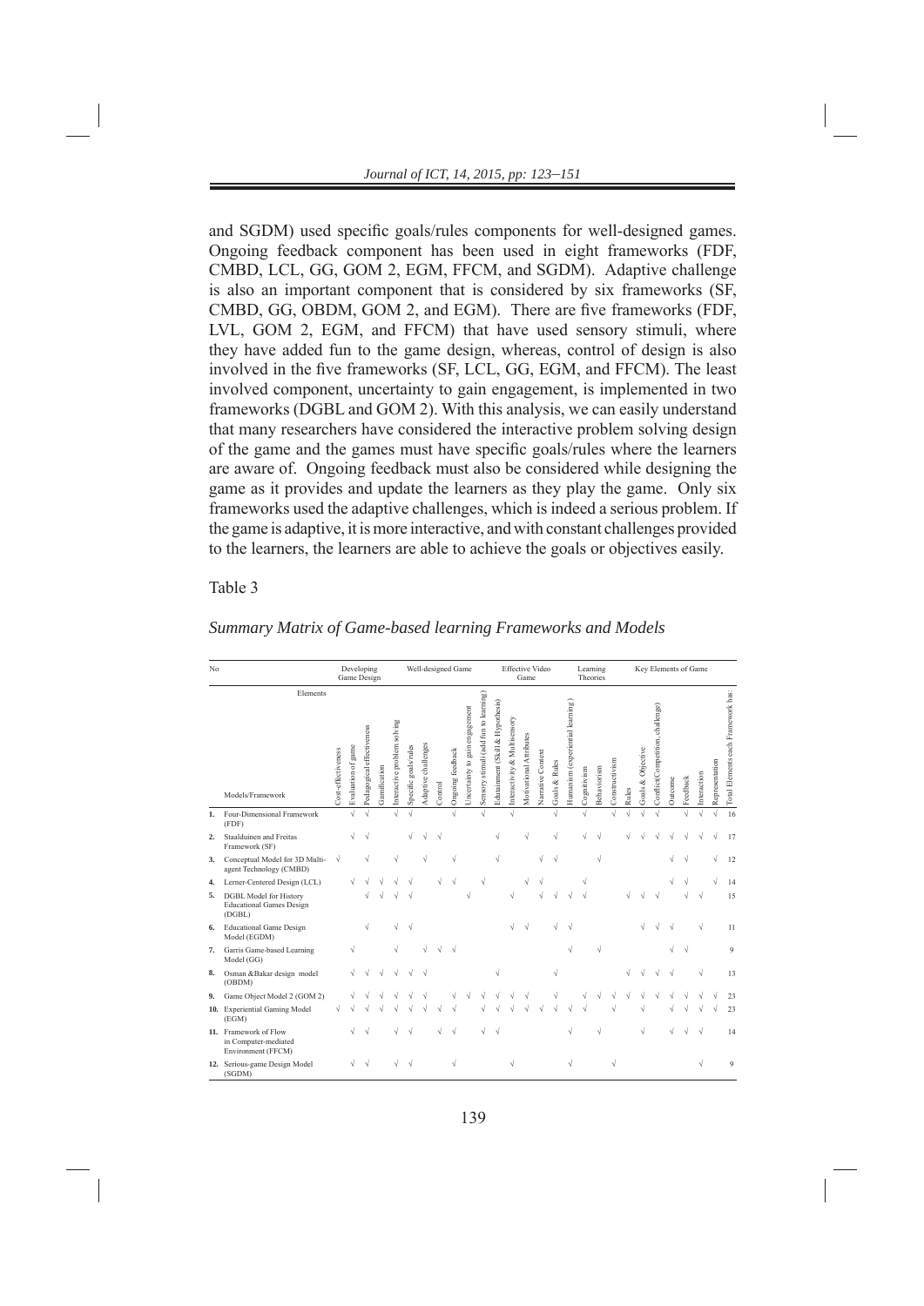and SGDM) used specific goals/rules components for well-designed games. Ongoing feedback component has been used in eight frameworks (FDF, CMBD, LCL, GG, GOM 2, EGM, FFCM, and SGDM). Adaptive challenge is also an important component that is considered by six frameworks (SF, CMBD, GG, OBDM, GOM 2, and EGM). There are five frameworks (FDF, LVL, GOM 2, EGM, and FFCM) that have used sensory stimuli, where they have added fun to the game design, whereas, control of design is also involved in the five frameworks (SF, LCL, GG, EGM, and FFCM). The least involved component, uncertainty to gain engagement, is implemented in two frameworks (DGBL and GOM 2). With this analysis, we can easily understand that many researchers have considered the interactive problem solving design of the game and the games must have specific goals/rules where the learners are aware of. Ongoing feedback must also be considered while designing the game as it provides and update the learners as they play the game. Only six frameworks used the adaptive challenges, which is indeed a serious problem. If the game is adaptive, it is more interactive, and with constant challenges provided to the learners, the learners are able to achieve the goals or objectives easily.

Table 3

*Summary Matrix of Game-based learning Frameworks and Models*

| No | Elements / Models/Framework | Developing Game Design | | | | Well-designed Game | | | | | | | Effective Video Game | | | | | Learning Theories | | | | Key Elements of Game | | | | | | | |
|---|---|---|---|---|---|---|---|---|---|---|---|---|---|---|---|---|---|---|---|---|---|---|---|---|---|---|---|---|---|
| | | Cost-effectiveness | Evaluation of game | Pedagogical effectiveness | Gamification | Interactive problem solving | Specific goals/rules | Adaptive challenges | Control | Ongoing feedback | Uncertainty to gain engagement | Sensory stimuli (add fun to learning) | Edutainment (Skill & Hypothesis) | Interactivity & Multisensory | Motivational Attributes | Narrative Context | Goals & Rules | Humanism (experiential learning) | Cognitivism | Behaviorism | Constructivism | Rules | Goals & Objective | Conflict(Competition, challenge) | Outcome | Feedback | Interaction | Representation | Total Elements each Framework has |
| 1. | Four-Dimensional Framework (FDF) | | √ | √ | | √ | √ | | | √ | | √ | | √ | | | √ | | √ | | √ | √ | √ | √ | | √ | √ | √ | 16 |
| 2. | Staalduinen and Freitas Framework (SF) | | √ | √ | | | √ | √ | √ | | | | √ | | √ | | √ | | √ | √ | | √ | √ | √ | √ | √ | √ | √ | 17 |
| 3. | Conceptual Model for 3D Multi-agent Technology (CMBD) | √ | | √ | | √ | | √ | | √ | | | √ | | | √ | √ | | | √ | | | | | √ | √ | | √ | 12 |
| 4. | Lerner-Centered Design (LCL) | | √ | √ | √ | √ | √ | | √ | √ | | √ | | | √ | √ | | | √ | | | | | | √ | √ | | √ | 14 |
| 5. | DGBL Model for History Educational Games Design (DGBL) | | | √ | √ | √ | √ | | | | √ | | | √ | | √ | √ | √ | √ | | | √ | √ | √ | | √ | √ | | 15 |
| 6. | Educational Game Design Model (EGDM) | | | √ | | √ | √ | | | | | | | √ | √ | | √ | √ | | | | | √ | √ | √ | | √ | | 11 |
| 7. | Garris Game-based Learning Model (GG) | | √ | | | √ | | √ | √ | √ | | | | | | | | √ | | √ | | | | | √ | √ | | | 9 |
| 8. | Osman &Bakar design model (OBDM) | | √ | √ | √ | √ | √ | √ | | | | | √ | | | | √ | | | | | √ | √ | √ | √ | | √ | | 13 |
| 9. | Game Object Model 2 (GOM 2) | | √ | √ | √ | √ | √ | √ | | √ | √ | √ | √ | √ | √ | | √ | | √ | √ | √ | √ | √ | √ | √ | √ | √ | √ | 23 |
| 10. | Experiential Gaming Model (EGM) | √ | √ | √ | √ | √ | √ | √ | √ | √ | | √ | √ | √ | √ | √ | √ | √ | √ | | √ | | √ | | √ | √ | √ | √ | 23 |
| 11. | Framework of Flow in Computer-mediated Environment (FFCM) | | √ | √ | | √ | √ | | √ | √ | | √ | √ | | | | | √ | | √ | | | √ | | √ | √ | √ | | 14 |
| 12. | Serious-game Design Model (SGDM) | | √ | √ | | √ | √ | | | √ | | | | √ | | | | √ | | | √ | | | | | | √ | | 9 |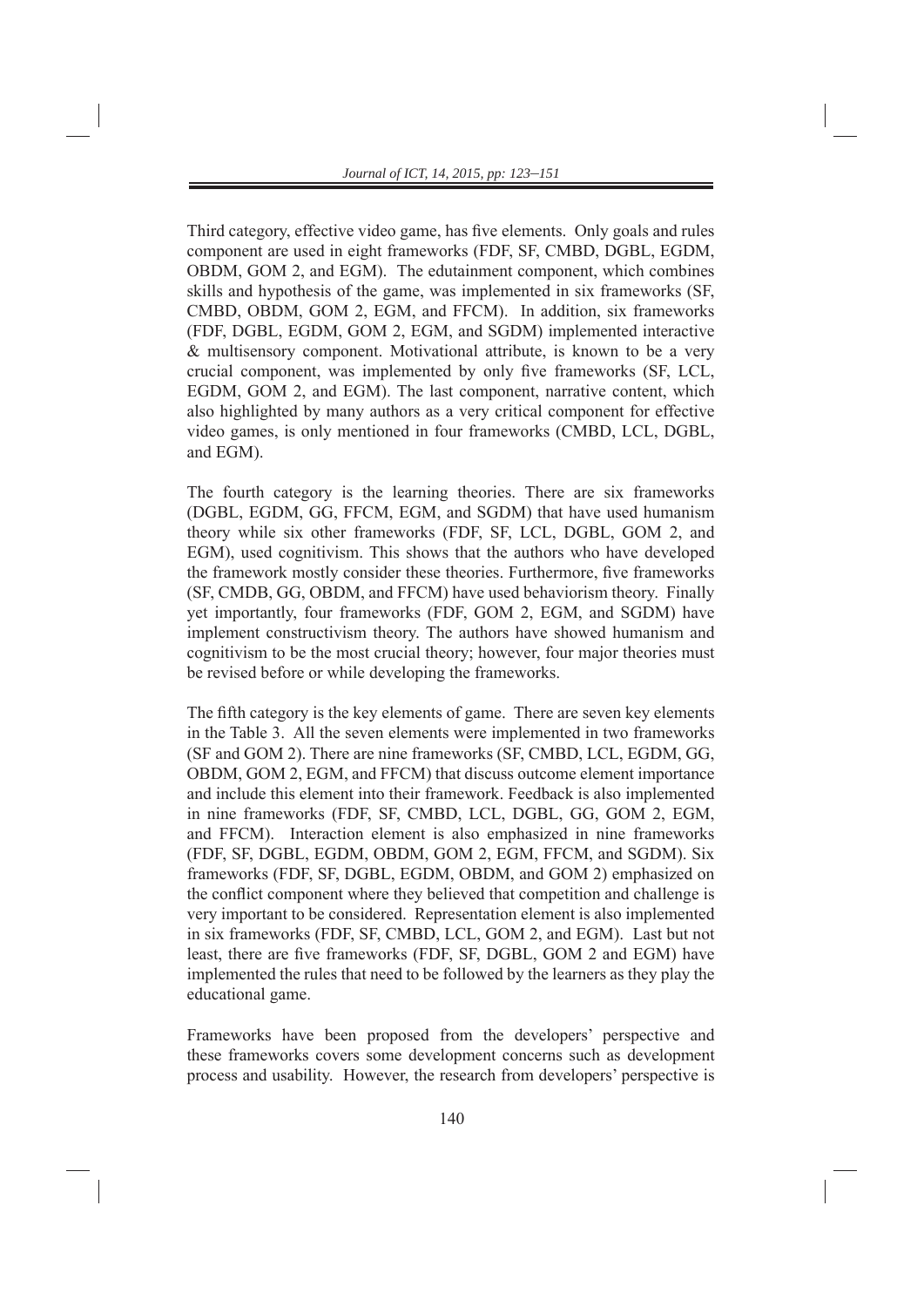Third category, effective video game, has five elements. Only goals and rules component are used in eight frameworks (FDF, SF, CMBD, DGBL, EGDM, OBDM, GOM 2, and EGM). The edutainment component, which combines skills and hypothesis of the game, was implemented in six frameworks (SF, CMBD, OBDM, GOM 2, EGM, and FFCM). In addition, six frameworks (FDF, DGBL, EGDM, GOM 2, EGM, and SGDM) implemented interactive & multisensory component. Motivational attribute, is known to be a very crucial component, was implemented by only five frameworks (SF, LCL, EGDM, GOM 2, and EGM). The last component, narrative content, which also highlighted by many authors as a very critical component for effective video games, is only mentioned in four frameworks (CMBD, LCL, DGBL, and EGM).

The fourth category is the learning theories. There are six frameworks (DGBL, EGDM, GG, FFCM, EGM, and SGDM) that have used humanism theory while six other frameworks (FDF, SF, LCL, DGBL, GOM 2, and EGM), used cognitivism. This shows that the authors who have developed the framework mostly consider these theories. Furthermore, five frameworks (SF, CMDB, GG, OBDM, and FFCM) have used behaviorism theory. Finally yet importantly, four frameworks (FDF, GOM 2, EGM, and SGDM) have implement constructivism theory. The authors have showed humanism and cognitivism to be the most crucial theory; however, four major theories must be revised before or while developing the frameworks.

The fifth category is the key elements of game. There are seven key elements in the Table 3. All the seven elements were implemented in two frameworks (SF and GOM 2). There are nine frameworks (SF, CMBD, LCL, EGDM, GG, OBDM, GOM 2, EGM, and FFCM) that discuss outcome element importance and include this element into their framework. Feedback is also implemented in nine frameworks (FDF, SF, CMBD, LCL, DGBL, GG, GOM 2, EGM, and FFCM). Interaction element is also emphasized in nine frameworks (FDF, SF, DGBL, EGDM, OBDM, GOM 2, EGM, FFCM, and SGDM). Six frameworks (FDF, SF, DGBL, EGDM, OBDM, and GOM 2) emphasized on the conflict component where they believed that competition and challenge is very important to be considered. Representation element is also implemented in six frameworks (FDF, SF, CMBD, LCL, GOM 2, and EGM). Last but not least, there are five frameworks (FDF, SF, DGBL, GOM 2 and EGM) have implemented the rules that need to be followed by the learners as they play the educational game.

Frameworks have been proposed from the developers' perspective and these frameworks covers some development concerns such as development process and usability. However, the research from developers' perspective is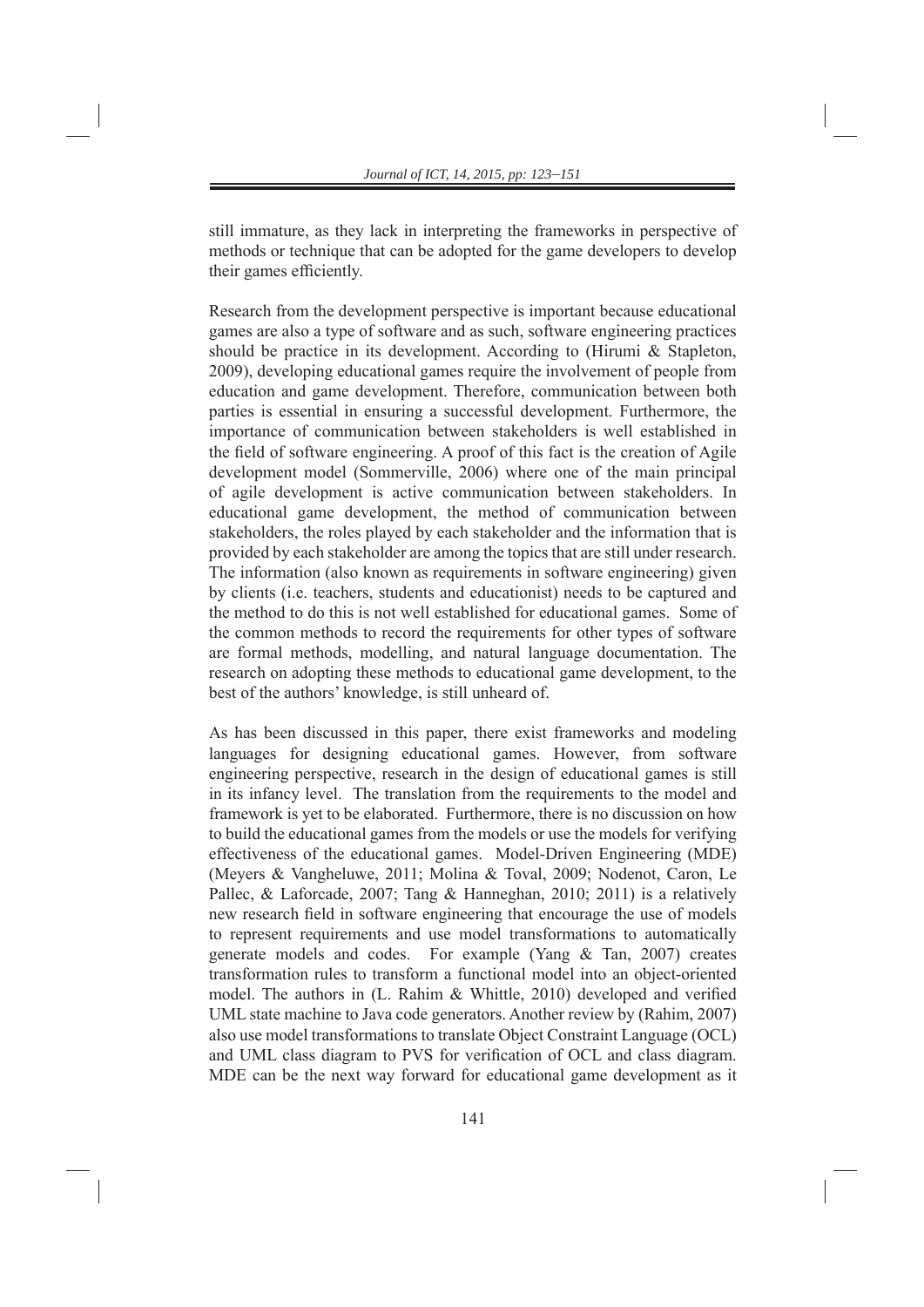still immature, as they lack in interpreting the frameworks in perspective of methods or technique that can be adopted for the game developers to develop their games efficiently.

Research from the development perspective is important because educational games are also a type of software and as such, software engineering practices should be practice in its development. According to (Hirumi & Stapleton, 2009), developing educational games require the involvement of people from education and game development. Therefore, communication between both parties is essential in ensuring a successful development. Furthermore, the importance of communication between stakeholders is well established in the field of software engineering. A proof of this fact is the creation of Agile development model (Sommerville, 2006) where one of the main principal of agile development is active communication between stakeholders. In educational game development, the method of communication between stakeholders, the roles played by each stakeholder and the information that is provided by each stakeholder are among the topics that are still under research. The information (also known as requirements in software engineering) given by clients (i.e. teachers, students and educationist) needs to be captured and the method to do this is not well established for educational games. Some of the common methods to record the requirements for other types of software are formal methods, modelling, and natural language documentation. The research on adopting these methods to educational game development, to the best of the authors' knowledge, is still unheard of.

As has been discussed in this paper, there exist frameworks and modeling languages for designing educational games. However, from software engineering perspective, research in the design of educational games is still in its infancy level. The translation from the requirements to the model and framework is yet to be elaborated. Furthermore, there is no discussion on how to build the educational games from the models or use the models for verifying effectiveness of the educational games. Model-Driven Engineering (MDE) (Meyers & Vangheluwe, 2011; Molina & Toval, 2009; Nodenot, Caron, Le Pallec, & Laforcade, 2007; Tang & Hanneghan, 2010; 2011) is a relatively new research field in software engineering that encourage the use of models to represent requirements and use model transformations to automatically generate models and codes. For example (Yang & Tan, 2007) creates transformation rules to transform a functional model into an object-oriented model. The authors in (L. Rahim & Whittle, 2010) developed and verified UML state machine to Java code generators. Another review by (Rahim, 2007) also use model transformations to translate Object Constraint Language (OCL) and UML class diagram to PVS for verification of OCL and class diagram. MDE can be the next way forward for educational game development as it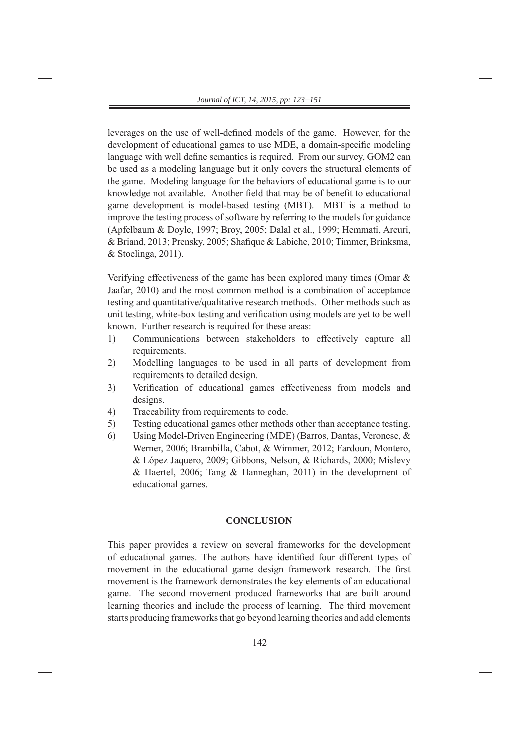leverages on the use of well-defined models of the game. However, for the development of educational games to use MDE, a domain-specific modeling language with well define semantics is required. From our survey, GOM2 can be used as a modeling language but it only covers the structural elements of the game. Modeling language for the behaviors of educational game is to our knowledge not available. Another field that may be of benefit to educational game development is model-based testing (MBT). MBT is a method to improve the testing process of software by referring to the models for guidance (Apfelbaum & Doyle, 1997; Broy, 2005; Dalal et al., 1999; Hemmati, Arcuri, & Briand, 2013; Prensky, 2005; Shafique & Labiche, 2010; Timmer, Brinksma, & Stoelinga, 2011).

Verifying effectiveness of the game has been explored many times (Omar & Jaafar, 2010) and the most common method is a combination of acceptance testing and quantitative/qualitative research methods. Other methods such as unit testing, white-box testing and verification using models are yet to be well known. Further research is required for these areas:

1) Communications between stakeholders to effectively capture all requirements.
2) Modelling languages to be used in all parts of development from requirements to detailed design.
3) Verification of educational games effectiveness from models and designs.
4) Traceability from requirements to code.
5) Testing educational games other methods other than acceptance testing.
6) Using Model-Driven Engineering (MDE) (Barros, Dantas, Veronese, & Werner, 2006; Brambilla, Cabot, & Wimmer, 2012; Fardoun, Montero, & López Jaquero, 2009; Gibbons, Nelson, & Richards, 2000; Mislevy & Haertel, 2006; Tang & Hanneghan, 2011) in the development of educational games.

## CONCLUSION

This paper provides a review on several frameworks for the development of educational games. The authors have identified four different types of movement in the educational game design framework research. The first movement is the framework demonstrates the key elements of an educational game. The second movement produced frameworks that are built around learning theories and include the process of learning. The third movement starts producing frameworks that go beyond learning theories and add elements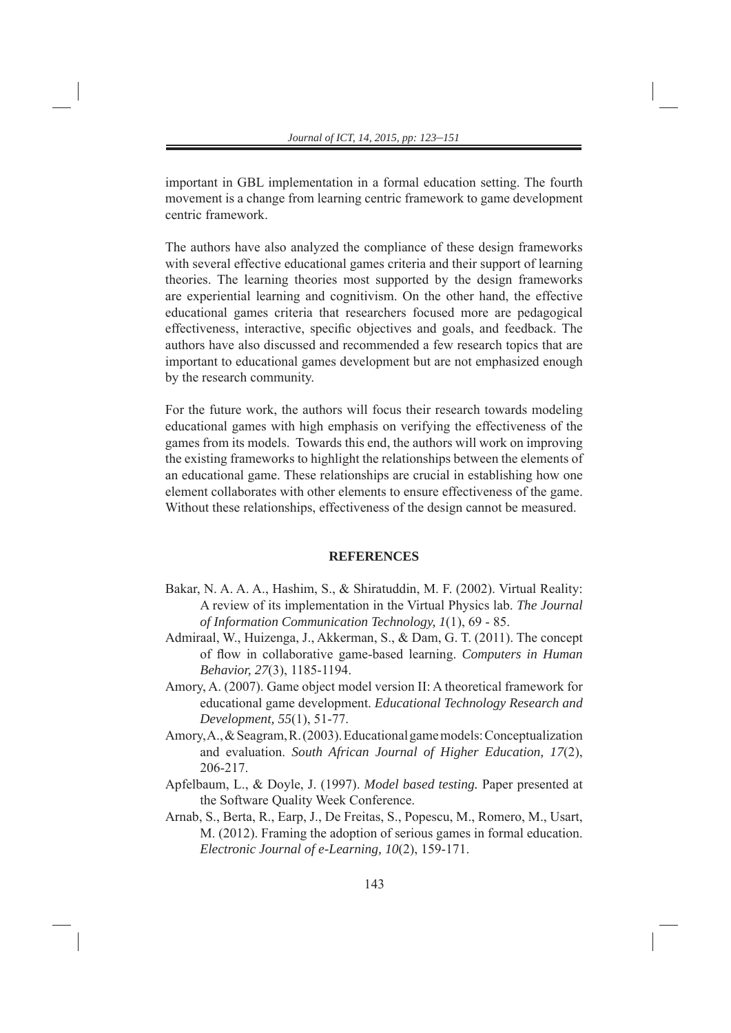important in GBL implementation in a formal education setting. The fourth movement is a change from learning centric framework to game development centric framework.

The authors have also analyzed the compliance of these design frameworks with several effective educational games criteria and their support of learning theories. The learning theories most supported by the design frameworks are experiential learning and cognitivism. On the other hand, the effective educational games criteria that researchers focused more are pedagogical effectiveness, interactive, specific objectives and goals, and feedback. The authors have also discussed and recommended a few research topics that are important to educational games development but are not emphasized enough by the research community.

For the future work, the authors will focus their research towards modeling educational games with high emphasis on verifying the effectiveness of the games from its models. Towards this end, the authors will work on improving the existing frameworks to highlight the relationships between the elements of an educational game. These relationships are crucial in establishing how one element collaborates with other elements to ensure effectiveness of the game. Without these relationships, effectiveness of the design cannot be measured.

## REFERENCES

Bakar, N. A. A. A., Hashim, S., & Shiratuddin, M. F. (2002). Virtual Reality: A review of its implementation in the Virtual Physics lab. *The Journal of Information Communication Technology, 1*(1), 69 - 85.

Admiraal, W., Huizenga, J., Akkerman, S., & Dam, G. T. (2011). The concept of flow in collaborative game-based learning. *Computers in Human Behavior, 27*(3), 1185-1194.

Amory, A. (2007). Game object model version II: A theoretical framework for educational game development. *Educational Technology Research and Development, 55*(1), 51-77.

Amory, A., & Seagram, R. (2003). Educational game models: Conceptualization and evaluation. *South African Journal of Higher Education, 17*(2), 206-217.

Apfelbaum, L., & Doyle, J. (1997). *Model based testing.* Paper presented at the Software Quality Week Conference.

Arnab, S., Berta, R., Earp, J., De Freitas, S., Popescu, M., Romero, M., Usart, M. (2012). Framing the adoption of serious games in formal education. *Electronic Journal of e-Learning, 10*(2), 159-171.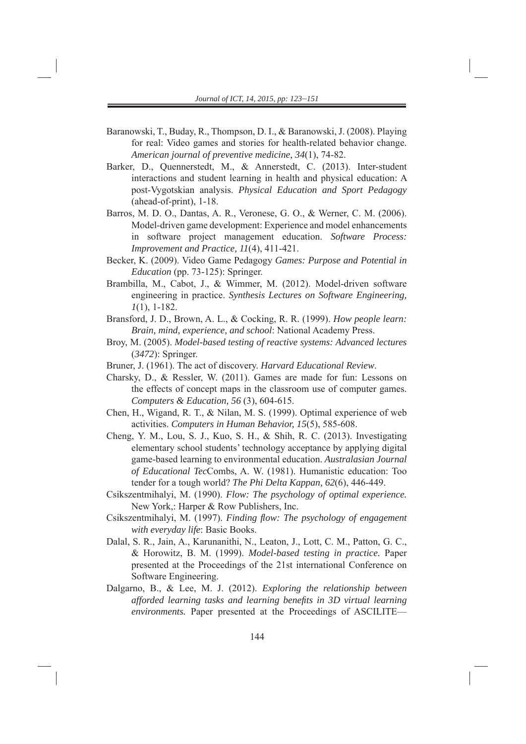Baranowski, T., Buday, R., Thompson, D. I., & Baranowski, J. (2008). Playing for real: Video games and stories for health-related behavior change. *American journal of preventive medicine, 34*(1), 74-82.

Barker, D., Quennerstedt, M., & Annerstedt, C. (2013). Inter-student interactions and student learning in health and physical education: A post-Vygotskian analysis. *Physical Education and Sport Pedagogy* (ahead-of-print), 1-18.

Barros, M. D. O., Dantas, A. R., Veronese, G. O., & Werner, C. M. (2006). Model-driven game development: Experience and model enhancements in software project management education. *Software Process: Improvement and Practice, 11*(4), 411-421.

Becker, K. (2009). Video Game Pedagogy *Games: Purpose and Potential in Education* (pp. 73-125): Springer.

Brambilla, M., Cabot, J., & Wimmer, M. (2012). Model-driven software engineering in practice. *Synthesis Lectures on Software Engineering, 1*(1), 1-182.

Bransford, J. D., Brown, A. L., & Cocking, R. R. (1999). *How people learn: Brain, mind, experience, and school*: National Academy Press.

Broy, M. (2005). *Model-based testing of reactive systems: Advanced lectures* (*3472*): Springer.

Bruner, J. (1961). The act of discovery. *Harvard Educational Review*.

Charsky, D., & Ressler, W. (2011). Games are made for fun: Lessons on the effects of concept maps in the classroom use of computer games. *Computers & Education, 56* (3), 604-615.

Chen, H., Wigand, R. T., & Nilan, M. S. (1999). Optimal experience of web activities. *Computers in Human Behavior, 15*(5), 585-608.

Cheng, Y. M., Lou, S. J., Kuo, S. H., & Shih, R. C. (2013). Investigating elementary school students' technology acceptance by applying digital game-based learning to environmental education. *Australasian Journal of Educational Tec*Combs, A. W. (1981). Humanistic education: Too tender for a tough world? *The Phi Delta Kappan, 62*(6), 446-449.

Csikszentmihalyi, M. (1990). *Flow: The psychology of optimal experience.* New York,: Harper & Row Publishers, Inc.

Csikszentmihalyi, M. (1997). *Finding flow: The psychology of engagement with everyday life*: Basic Books.

Dalal, S. R., Jain, A., Karunanithi, N., Leaton, J., Lott, C. M., Patton, G. C., & Horowitz, B. M. (1999). *Model-based testing in practice.* Paper presented at the Proceedings of the 21st international Conference on Software Engineering.

Dalgarno, B., & Lee, M. J. (2012). *Exploring the relationship between afforded learning tasks and learning benefits in 3D virtual learning environments.* Paper presented at the Proceedings of ASCILITE—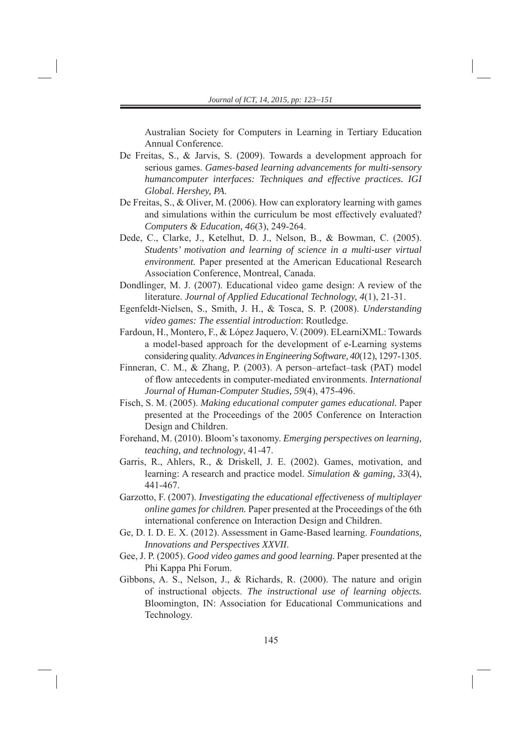Australian Society for Computers in Learning in Tertiary Education Annual Conference.

De Freitas, S., & Jarvis, S. (2009). Towards a development approach for serious games. *Games-based learning advancements for multi-sensory humancomputer interfaces: Techniques and effective practices. IGI Global. Hershey, PA.*

De Freitas, S., & Oliver, M. (2006). How can exploratory learning with games and simulations within the curriculum be most effectively evaluated? *Computers & Education, 46*(3), 249-264.

Dede, C., Clarke, J., Ketelhut, D. J., Nelson, B., & Bowman, C. (2005). *Students' motivation and learning of science in a multi-user virtual environment.* Paper presented at the American Educational Research Association Conference, Montreal, Canada.

Dondlinger, M. J. (2007). Educational video game design: A review of the literature. *Journal of Applied Educational Technology, 4*(1), 21-31.

Egenfeldt-Nielsen, S., Smith, J. H., & Tosca, S. P. (2008). *Understanding video games: The essential introduction*: Routledge.

Fardoun, H., Montero, F., & López Jaquero, V. (2009). ELearniXML: Towards a model-based approach for the development of e-Learning systems considering quality. *Advances in Engineering Software, 40*(12), 1297-1305.

Finneran, C. M., & Zhang, P. (2003). A person–artefact–task (PAT) model of flow antecedents in computer-mediated environments. *International Journal of Human-Computer Studies, 59*(4), 475-496.

Fisch, S. M. (2005). *Making educational computer games educational.* Paper presented at the Proceedings of the 2005 Conference on Interaction Design and Children.

Forehand, M. (2010). Bloom's taxonomy. *Emerging perspectives on learning, teaching, and technology*, 41-47.

Garris, R., Ahlers, R., & Driskell, J. E. (2002). Games, motivation, and learning: A research and practice model. *Simulation & gaming, 33*(4), 441-467.

Garzotto, F. (2007). *Investigating the educational effectiveness of multiplayer online games for children.* Paper presented at the Proceedings of the 6th international conference on Interaction Design and Children.

Ge, D. I. D. E. X. (2012). Assessment in Game-Based learning. *Foundations, Innovations and Perspectives XXVII*.

Gee, J. P. (2005). *Good video games and good learning.* Paper presented at the Phi Kappa Phi Forum.

Gibbons, A. S., Nelson, J., & Richards, R. (2000). The nature and origin of instructional objects. *The instructional use of learning objects.* Bloomington, IN: Association for Educational Communications and Technology.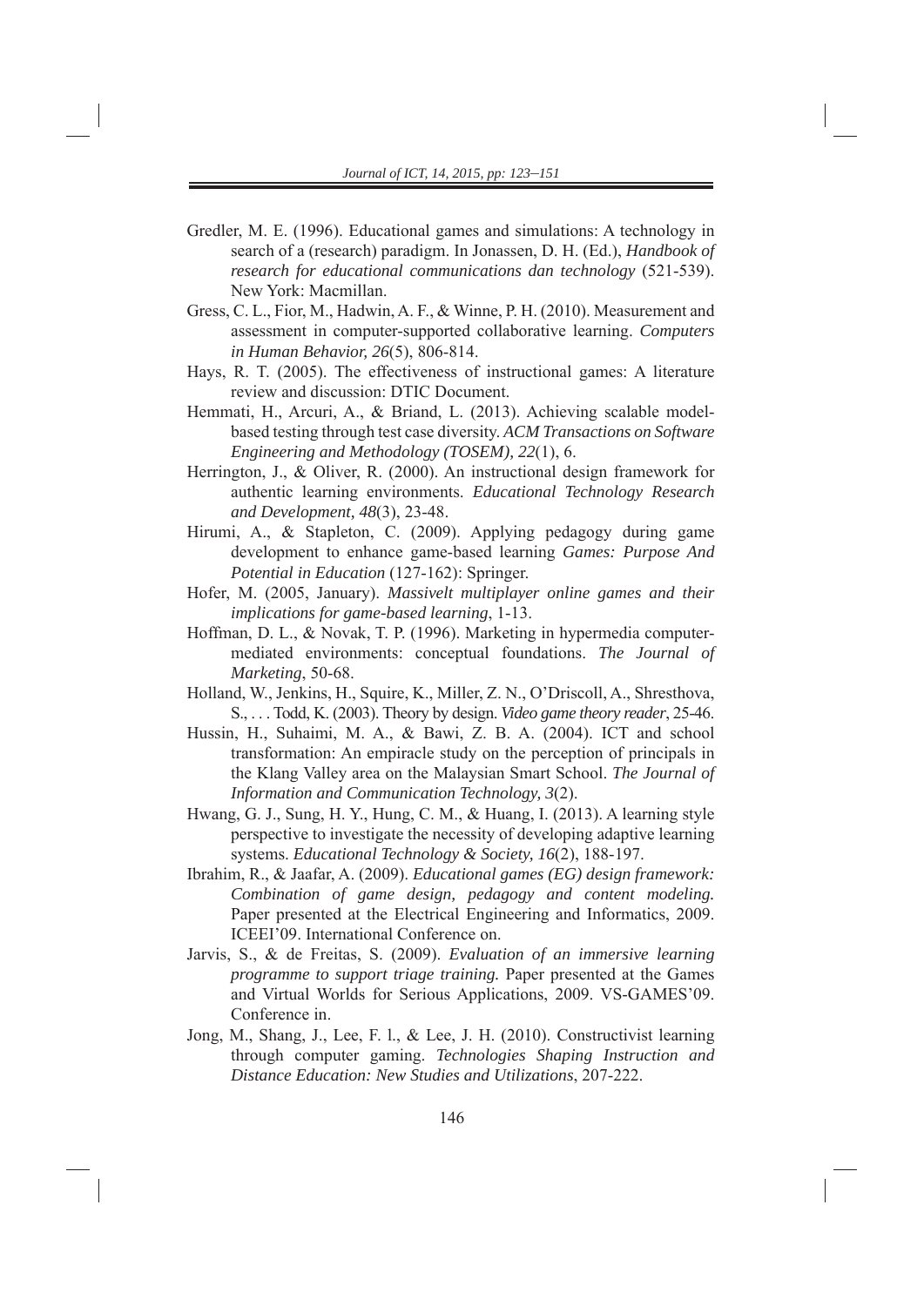Gredler, M. E. (1996). Educational games and simulations: A technology in search of a (research) paradigm. In Jonassen, D. H. (Ed.), *Handbook of research for educational communications dan technology* (521-539). New York: Macmillan.

Gress, C. L., Fior, M., Hadwin, A. F., & Winne, P. H. (2010). Measurement and assessment in computer-supported collaborative learning. *Computers in Human Behavior, 26*(5), 806-814.

Hays, R. T. (2005). The effectiveness of instructional games: A literature review and discussion: DTIC Document.

Hemmati, H., Arcuri, A., & Briand, L. (2013). Achieving scalable model-based testing through test case diversity. *ACM Transactions on Software Engineering and Methodology (TOSEM), 22*(1), 6.

Herrington, J., & Oliver, R. (2000). An instructional design framework for authentic learning environments. *Educational Technology Research and Development, 48*(3), 23-48.

Hirumi, A., & Stapleton, C. (2009). Applying pedagogy during game development to enhance game-based learning *Games: Purpose And Potential in Education* (127-162): Springer.

Hofer, M. (2005, January). *Massivelt multiplayer online games and their implications for game-based learning*, 1-13.

Hoffman, D. L., & Novak, T. P. (1996). Marketing in hypermedia computer-mediated environments: conceptual foundations. *The Journal of Marketing*, 50-68.

Holland, W., Jenkins, H., Squire, K., Miller, Z. N., O'Driscoll, A., Shresthova, S., . . . Todd, K. (2003). Theory by design. *Video game theory reader*, 25-46.

Hussin, H., Suhaimi, M. A., & Bawi, Z. B. A. (2004). ICT and school transformation: An empiracle study on the perception of principals in the Klang Valley area on the Malaysian Smart School. *The Journal of Information and Communication Technology, 3*(2).

Hwang, G. J., Sung, H. Y., Hung, C. M., & Huang, I. (2013). A learning style perspective to investigate the necessity of developing adaptive learning systems. *Educational Technology & Society, 16*(2), 188-197.

Ibrahim, R., & Jaafar, A. (2009). *Educational games (EG) design framework: Combination of game design, pedagogy and content modeling.* Paper presented at the Electrical Engineering and Informatics, 2009. ICEEI'09. International Conference on.

Jarvis, S., & de Freitas, S. (2009). *Evaluation of an immersive learning programme to support triage training.* Paper presented at the Games and Virtual Worlds for Serious Applications, 2009. VS-GAMES'09. Conference in.

Jong, M., Shang, J., Lee, F. l., & Lee, J. H. (2010). Constructivist learning through computer gaming. *Technologies Shaping Instruction and Distance Education: New Studies and Utilizations*, 207-222.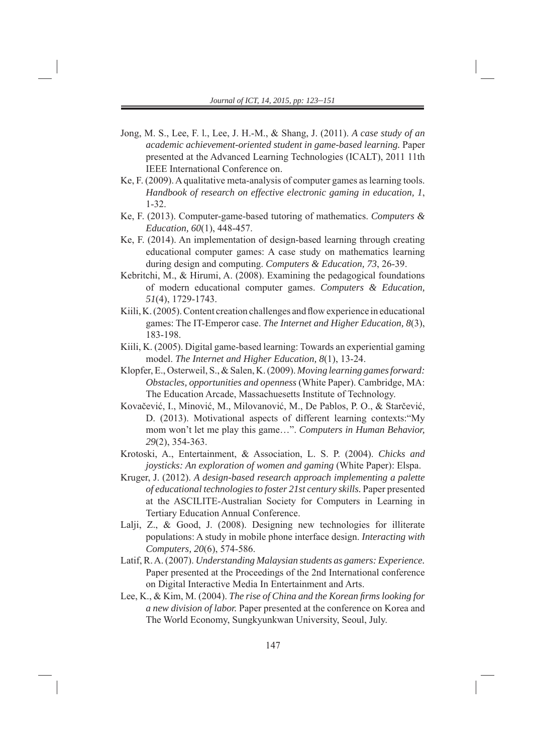Jong, M. S., Lee, F. l., Lee, J. H.-M., & Shang, J. (2011). *A case study of an academic achievement-oriented student in game-based learning.* Paper presented at the Advanced Learning Technologies (ICALT), 2011 11th IEEE International Conference on.

Ke, F. (2009). A qualitative meta-analysis of computer games as learning tools. *Handbook of research on effective electronic gaming in education, 1*, 1-32.

Ke, F. (2013). Computer-game-based tutoring of mathematics. *Computers & Education, 60*(1), 448-457.

Ke, F. (2014). An implementation of design-based learning through creating educational computer games: A case study on mathematics learning during design and computing. *Computers & Education, 73*, 26-39.

Kebritchi, M., & Hirumi, A. (2008). Examining the pedagogical foundations of modern educational computer games. *Computers & Education, 51*(4), 1729-1743.

Kiili, K. (2005). Content creation challenges and flow experience in educational games: The IT-Emperor case. *The Internet and Higher Education, 8*(3), 183-198.

Kiili, K. (2005). Digital game-based learning: Towards an experiential gaming model. *The Internet and Higher Education, 8*(1), 13-24.

Klopfer, E., Osterweil, S., & Salen, K. (2009). *Moving learning games forward: Obstacles, opportunities and openness* (White Paper). Cambridge, MA: The Education Arcade, Massachuesetts Institute of Technology.

Kovačević, I., Minović, M., Milovanović, M., De Pablos, P. O., & Starčević, D. (2013). Motivational aspects of different learning contexts:"My mom won't let me play this game…". *Computers in Human Behavior, 29*(2), 354-363.

Krotoski, A., Entertainment, & Association, L. S. P. (2004). *Chicks and joysticks: An exploration of women and gaming* (White Paper): Elspa.

Kruger, J. (2012). *A design-based research approach implementing a palette of educational technologies to foster 21st century skills.* Paper presented at the ASCILITE-Australian Society for Computers in Learning in Tertiary Education Annual Conference.

Lalji, Z., & Good, J. (2008). Designing new technologies for illiterate populations: A study in mobile phone interface design. *Interacting with Computers, 20*(6), 574-586.

Latif, R. A. (2007). *Understanding Malaysian students as gamers: Experience.* Paper presented at the Proceedings of the 2nd International conference on Digital Interactive Media In Entertainment and Arts.

Lee, K., & Kim, M. (2004). *The rise of China and the Korean firms looking for a new division of labor.* Paper presented at the conference on Korea and The World Economy, Sungkyunkwan University, Seoul, July.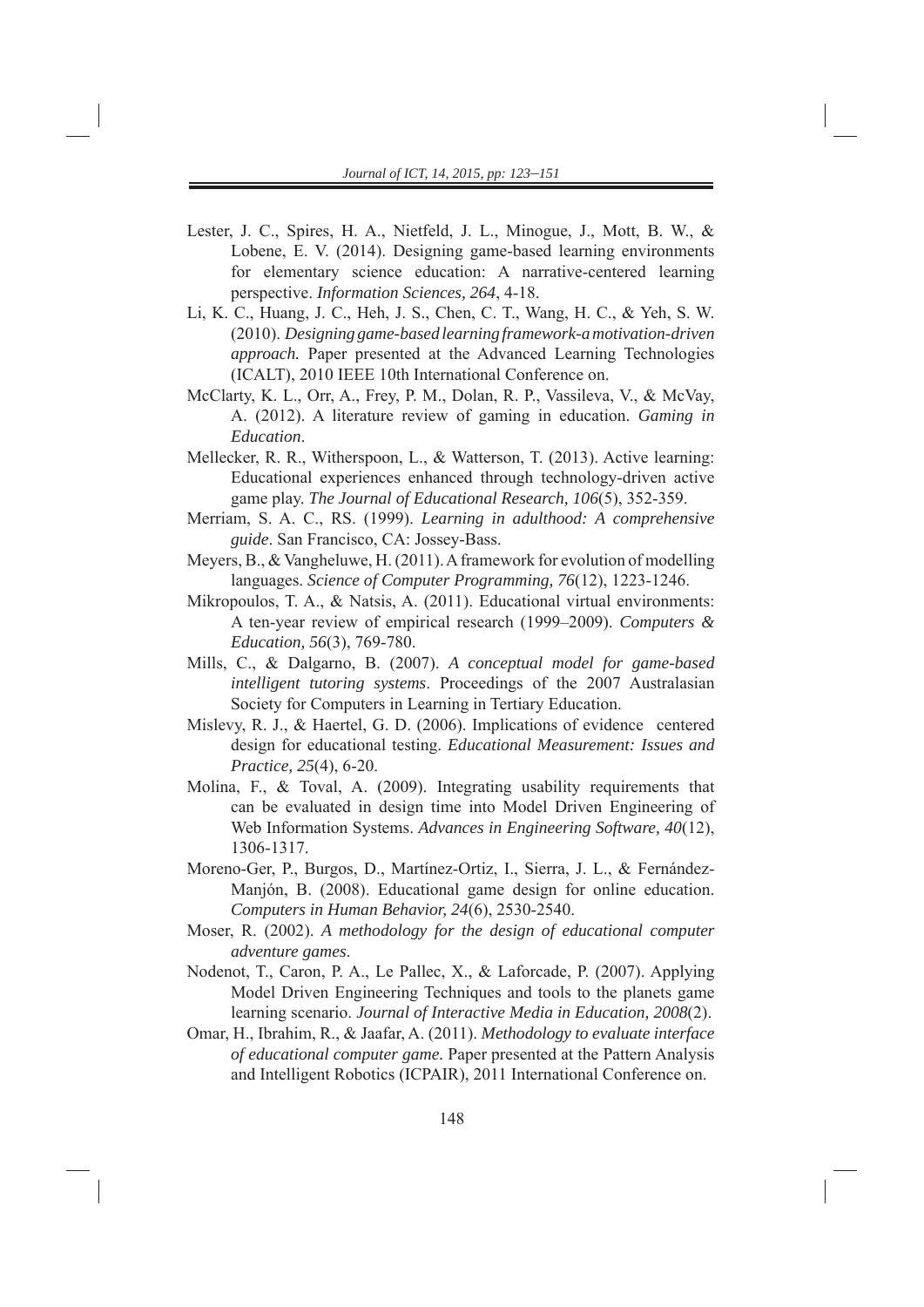Lester, J. C., Spires, H. A., Nietfeld, J. L., Minogue, J., Mott, B. W., & Lobene, E. V. (2014). Designing game-based learning environments for elementary science education: A narrative-centered learning perspective. *Information Sciences, 264*, 4-18.

Li, K. C., Huang, J. C., Heh, J. S., Chen, C. T., Wang, H. C., & Yeh, S. W. (2010). *Designing game-based learning framework-a motivation-driven approach.* Paper presented at the Advanced Learning Technologies (ICALT), 2010 IEEE 10th International Conference on.

McClarty, K. L., Orr, A., Frey, P. M., Dolan, R. P., Vassileva, V., & McVay, A. (2012). A literature review of gaming in education. *Gaming in Education*.

Mellecker, R. R., Witherspoon, L., & Watterson, T. (2013). Active learning: Educational experiences enhanced through technology-driven active game play. *The Journal of Educational Research, 106*(5), 352-359.

Merriam, S. A. C., RS. (1999). *Learning in adulthood: A comprehensive guide*. San Francisco, CA: Jossey-Bass.

Meyers, B., & Vangheluwe, H. (2011). A framework for evolution of modelling languages. *Science of Computer Programming, 76*(12), 1223-1246.

Mikropoulos, T. A., & Natsis, A. (2011). Educational virtual environments: A ten-year review of empirical research (1999–2009). *Computers & Education, 56*(3), 769-780.

Mills, C., & Dalgarno, B. (2007). *A conceptual model for game-based intelligent tutoring systems*. Proceedings of the 2007 Australasian Society for Computers in Learning in Tertiary Education.

Mislevy, R. J., & Haertel, G. D. (2006). Implications of evidence centered design for educational testing. *Educational Measurement: Issues and Practice, 25*(4), 6-20.

Molina, F., & Toval, A. (2009). Integrating usability requirements that can be evaluated in design time into Model Driven Engineering of Web Information Systems. *Advances in Engineering Software, 40*(12), 1306-1317.

Moreno-Ger, P., Burgos, D., Martínez-Ortiz, I., Sierra, J. L., & Fernández-Manjón, B. (2008). Educational game design for online education. *Computers in Human Behavior, 24*(6), 2530-2540.

Moser, R. (2002). *A methodology for the design of educational computer adventure games*.

Nodenot, T., Caron, P. A., Le Pallec, X., & Laforcade, P. (2007). Applying Model Driven Engineering Techniques and tools to the planets game learning scenario. *Journal of Interactive Media in Education, 2008*(2).

Omar, H., Ibrahim, R., & Jaafar, A. (2011). *Methodology to evaluate interface of educational computer game.* Paper presented at the Pattern Analysis and Intelligent Robotics (ICPAIR), 2011 International Conference on.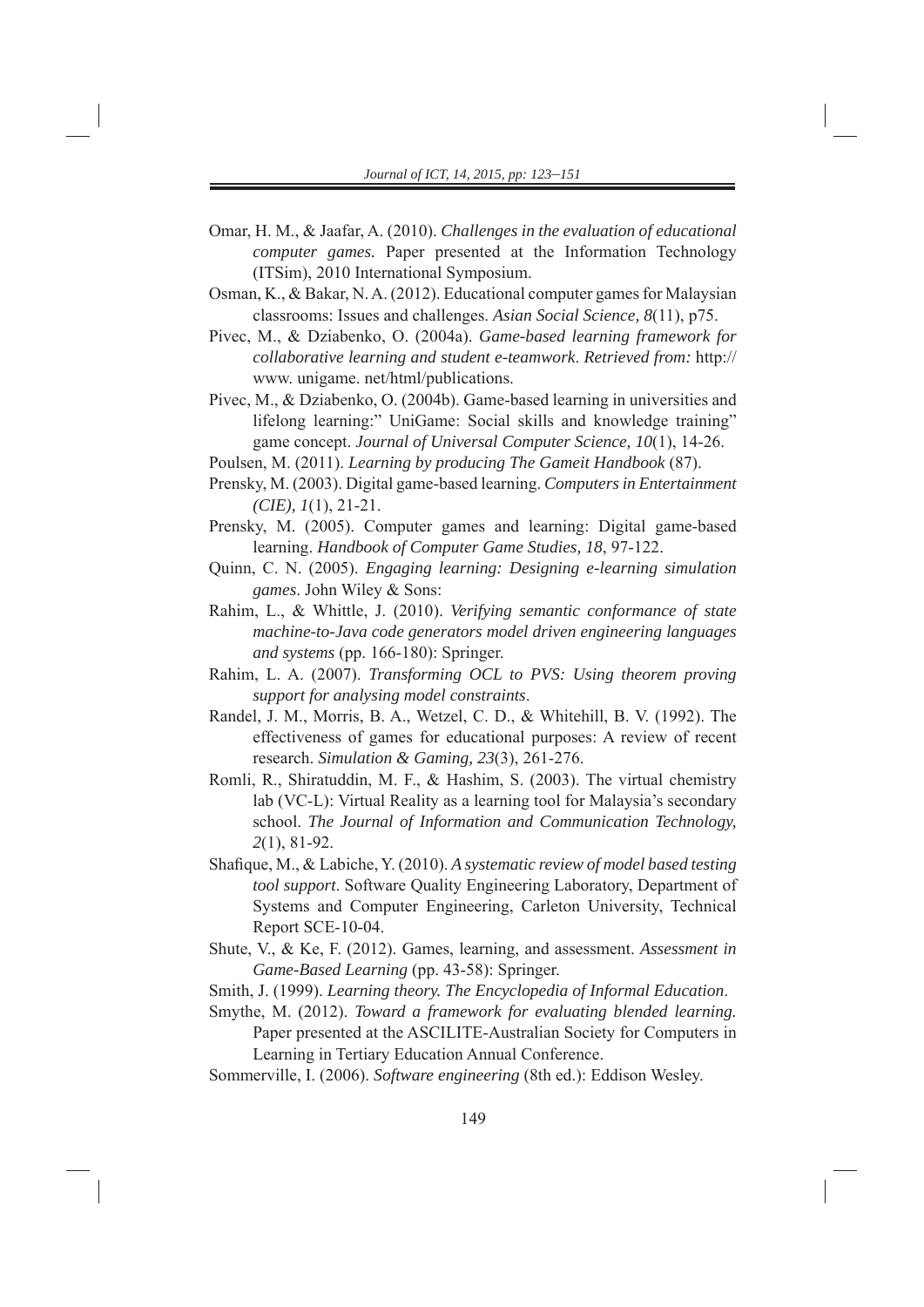Omar, H. M., & Jaafar, A. (2010). *Challenges in the evaluation of educational computer games.* Paper presented at the Information Technology (ITSim), 2010 International Symposium.

Osman, K., & Bakar, N. A. (2012). Educational computer games for Malaysian classrooms: Issues and challenges. *Asian Social Science, 8*(11), p75.

Pivec, M., & Dziabenko, O. (2004a). *Game-based learning framework for collaborative learning and student e-teamwork*. *Retrieved from:* http:// www. unigame. net/html/publications.

Pivec, M., & Dziabenko, O. (2004b). Game-based learning in universities and lifelong learning:" UniGame: Social skills and knowledge training" game concept. *Journal of Universal Computer Science, 10*(1), 14-26.

Poulsen, M. (2011). *Learning by producing The Gameit Handbook* (87).

Prensky, M. (2003). Digital game-based learning. *Computers in Entertainment (CIE), 1*(1), 21-21.

Prensky, M. (2005). Computer games and learning: Digital game-based learning. *Handbook of Computer Game Studies, 18*, 97-122.

Quinn, C. N. (2005). *Engaging learning: Designing e-learning simulation games*. John Wiley & Sons:

Rahim, L., & Whittle, J. (2010). *Verifying semantic conformance of state machine-to-Java code generators model driven engineering languages and systems* (pp. 166-180): Springer.

Rahim, L. A. (2007). *Transforming OCL to PVS: Using theorem proving support for analysing model constraints*.

Randel, J. M., Morris, B. A., Wetzel, C. D., & Whitehill, B. V. (1992). The effectiveness of games for educational purposes: A review of recent research. *Simulation & Gaming, 23*(3), 261-276.

Romli, R., Shiratuddin, M. F., & Hashim, S. (2003). The virtual chemistry lab (VC-L): Virtual Reality as a learning tool for Malaysia's secondary school. *The Journal of Information and Communication Technology, 2*(1), 81-92.

Shafique, M., & Labiche, Y. (2010). *A systematic review of model based testing tool support*. Software Quality Engineering Laboratory, Department of Systems and Computer Engineering, Carleton University, Technical Report SCE-10-04.

Shute, V., & Ke, F. (2012). Games, learning, and assessment. *Assessment in Game-Based Learning* (pp. 43-58): Springer.

Smith, J. (1999). *Learning theory. The Encyclopedia of Informal Education*.

Smythe, M. (2012). *Toward a framework for evaluating blended learning.* Paper presented at the ASCILITE-Australian Society for Computers in Learning in Tertiary Education Annual Conference.

Sommerville, I. (2006). *Software engineering* (8th ed.): Eddison Wesley.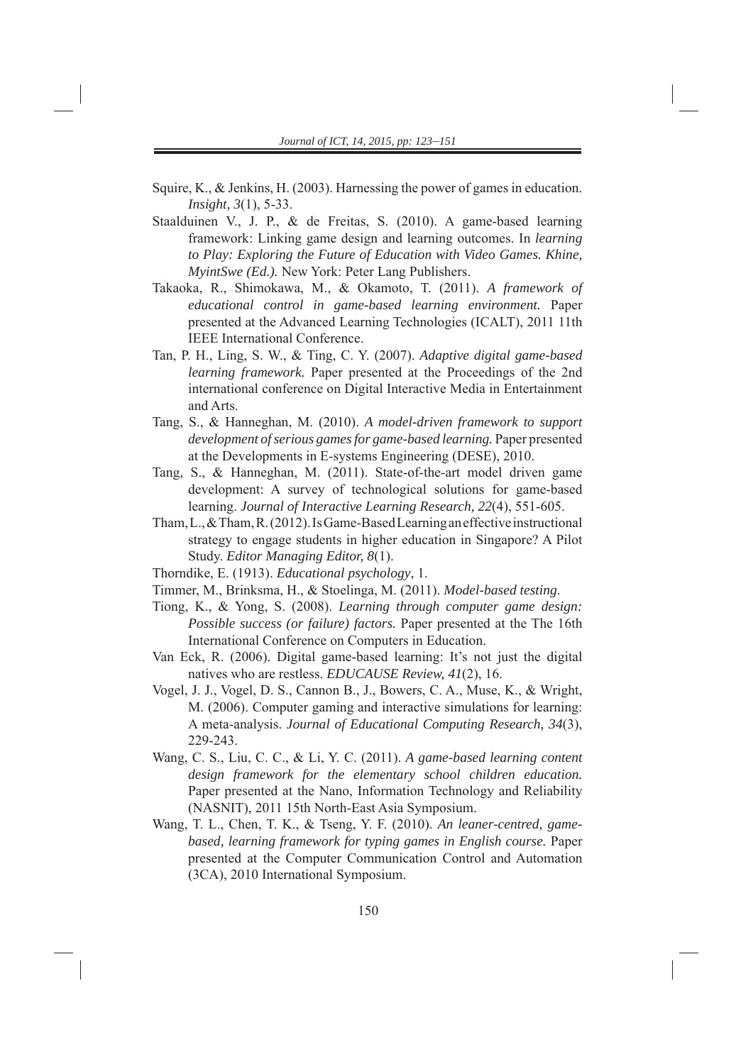Squire, K., & Jenkins, H. (2003). Harnessing the power of games in education. *Insight, 3*(1), 5-33.

Staalduinen V., J. P., & de Freitas, S. (2010). A game-based learning framework: Linking game design and learning outcomes. In *learning to Play: Exploring the Future of Education with Video Games. Khine, MyintSwe (Ed.).* New York: Peter Lang Publishers.

Takaoka, R., Shimokawa, M., & Okamoto, T. (2011). *A framework of educational control in game-based learning environment.* Paper presented at the Advanced Learning Technologies (ICALT), 2011 11th IEEE International Conference.

Tan, P. H., Ling, S. W., & Ting, C. Y. (2007). *Adaptive digital game-based learning framework.* Paper presented at the Proceedings of the 2nd international conference on Digital Interactive Media in Entertainment and Arts.

Tang, S., & Hanneghan, M. (2010). *A model-driven framework to support development of serious games for game-based learning.* Paper presented at the Developments in E-systems Engineering (DESE), 2010.

Tang, S., & Hanneghan, M. (2011). State-of-the-art model driven game development: A survey of technological solutions for game-based learning. *Journal of Interactive Learning Research, 22*(4), 551-605.

Tham, L., & Tham, R. (2012). Is Game-Based Learning an effective instructional strategy to engage students in higher education in Singapore? A Pilot Study. *Editor Managing Editor, 8*(1).

Thorndike, E. (1913). *Educational psychology*, 1.

Timmer, M., Brinksma, H., & Stoelinga, M. (2011). *Model-based testing*.

Tiong, K., & Yong, S. (2008). *Learning through computer game design: Possible success (or failure) factors.* Paper presented at the The 16th International Conference on Computers in Education.

Van Eck, R. (2006). Digital game-based learning: It's not just the digital natives who are restless. *EDUCAUSE Review, 41*(2), 16.

Vogel, J. J., Vogel, D. S., Cannon B., J., Bowers, C. A., Muse, K., & Wright, M. (2006). Computer gaming and interactive simulations for learning: A meta-analysis. *Journal of Educational Computing Research, 34*(3), 229-243.

Wang, C. S., Liu, C. C., & Li, Y. C. (2011). *A game-based learning content design framework for the elementary school children education.* Paper presented at the Nano, Information Technology and Reliability (NASNIT), 2011 15th North-East Asia Symposium.

Wang, T. L., Chen, T. K., & Tseng, Y. F. (2010). *An leaner-centred, game-based, learning framework for typing games in English course.* Paper presented at the Computer Communication Control and Automation (3CA), 2010 International Symposium.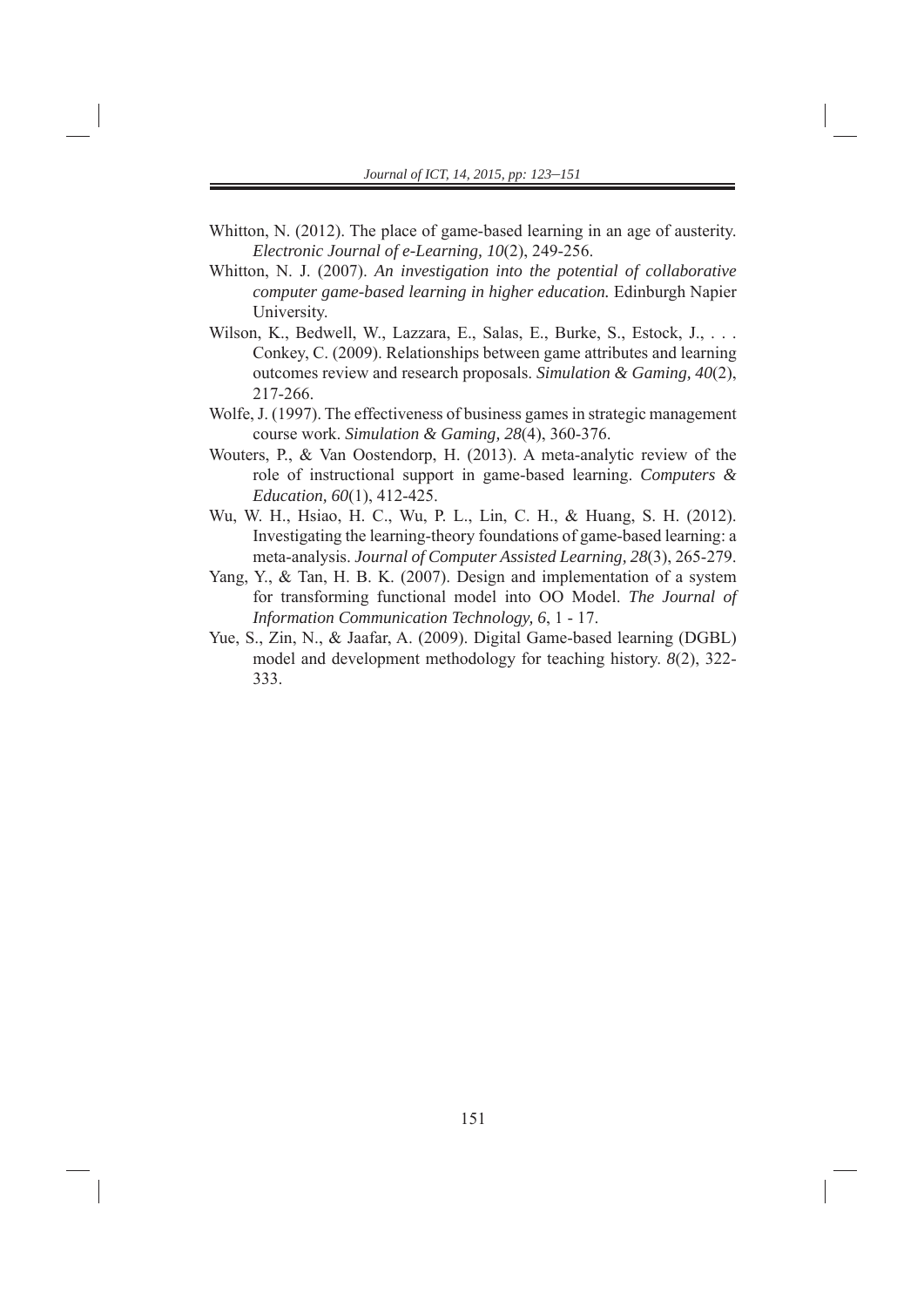Whitton, N. (2012). The place of game-based learning in an age of austerity. *Electronic Journal of e-Learning, 10*(2), 249-256.

Whitton, N. J. (2007). *An investigation into the potential of collaborative computer game-based learning in higher education.* Edinburgh Napier University.

Wilson, K., Bedwell, W., Lazzara, E., Salas, E., Burke, S., Estock, J., . . . Conkey, C. (2009). Relationships between game attributes and learning outcomes review and research proposals. *Simulation & Gaming, 40*(2), 217-266.

Wolfe, J. (1997). The effectiveness of business games in strategic management course work. *Simulation & Gaming, 28*(4), 360-376.

Wouters, P., & Van Oostendorp, H. (2013). A meta-analytic review of the role of instructional support in game-based learning. *Computers & Education, 60*(1), 412-425.

Wu, W. H., Hsiao, H. C., Wu, P. L., Lin, C. H., & Huang, S. H. (2012). Investigating the learning-theory foundations of game-based learning: a meta-analysis. *Journal of Computer Assisted Learning, 28*(3), 265-279.

Yang, Y., & Tan, H. B. K. (2007). Design and implementation of a system for transforming functional model into OO Model. *The Journal of Information Communication Technology, 6*, 1 - 17.

Yue, S., Zin, N., & Jaafar, A. (2009). Digital Game-based learning (DGBL) model and development methodology for teaching history. *8*(2), 322-333.